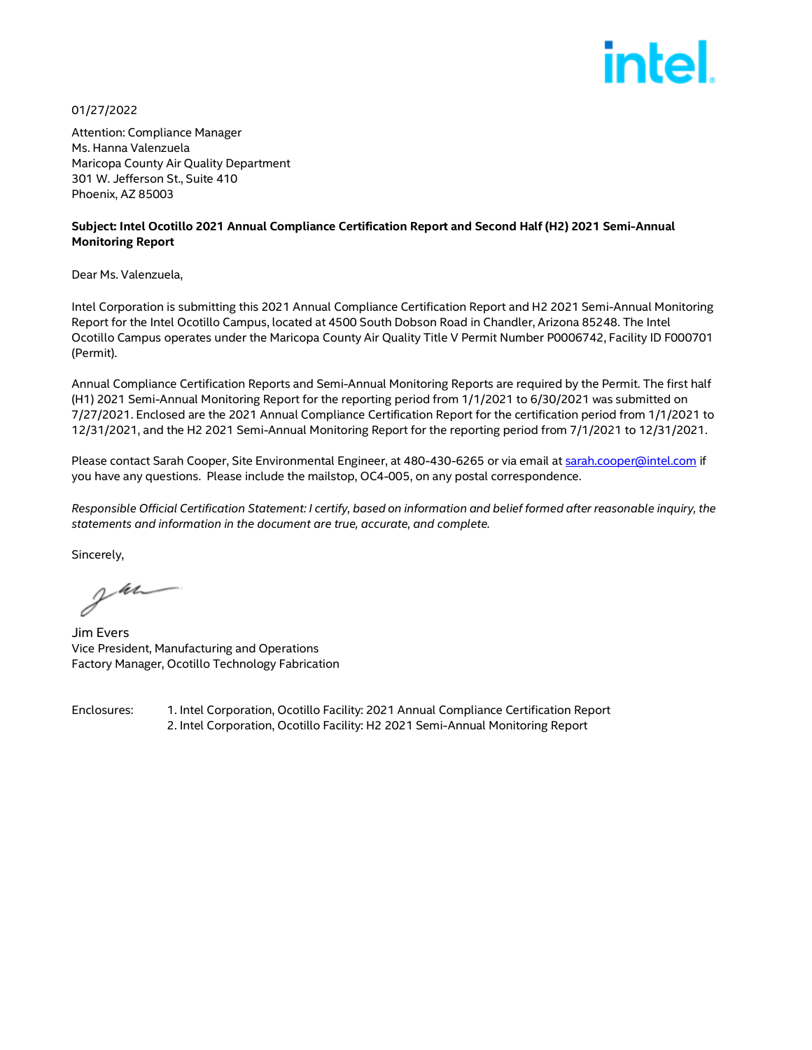01/27/2022

Attention: Compliance Manager
Ms. Hanna Valenzuela
Maricopa County Air Quality Department
301 W. Jefferson St., Suite 410
Phoenix, AZ 85003

**Subject: Intel Ocotillo 2021 Annual Compliance Certification Report and Second Half (H2) 2021 Semi-Annual Monitoring Report**

Dear Ms. Valenzuela,

Intel Corporation is submitting this 2021 Annual Compliance Certification Report and H2 2021 Semi-Annual Monitoring Report for the Intel Ocotillo Campus, located at 4500 South Dobson Road in Chandler, Arizona 85248. The Intel Ocotillo Campus operates under the Maricopa County Air Quality Title V Permit Number P0006742, Facility ID F000701 (Permit).

Annual Compliance Certification Reports and Semi-Annual Monitoring Reports are required by the Permit. The first half (H1) 2021 Semi-Annual Monitoring Report for the reporting period from 1/1/2021 to 6/30/2021 was submitted on 7/27/2021. Enclosed are the 2021 Annual Compliance Certification Report for the certification period from 1/1/2021 to 12/31/2021, and the H2 2021 Semi-Annual Monitoring Report for the reporting period from 7/1/2021 to 12/31/2021.

Please contact Sarah Cooper, Site Environmental Engineer, at 480-430-6265 or via email at sarah.cooper@intel.com if you have any questions. Please include the mailstop, OC4-005, on any postal correspondence.

*Responsible Official Certification Statement: I certify, based on information and belief formed after reasonable inquiry, the statements and information in the document are true, accurate, and complete.*

Sincerely,

Jim Evers
Vice President, Manufacturing and Operations
Factory Manager, Ocotillo Technology Fabrication

Enclosures:
1. Intel Corporation, Ocotillo Facility: 2021 Annual Compliance Certification Report
2. Intel Corporation, Ocotillo Facility: H2 2021 Semi-Annual Monitoring Report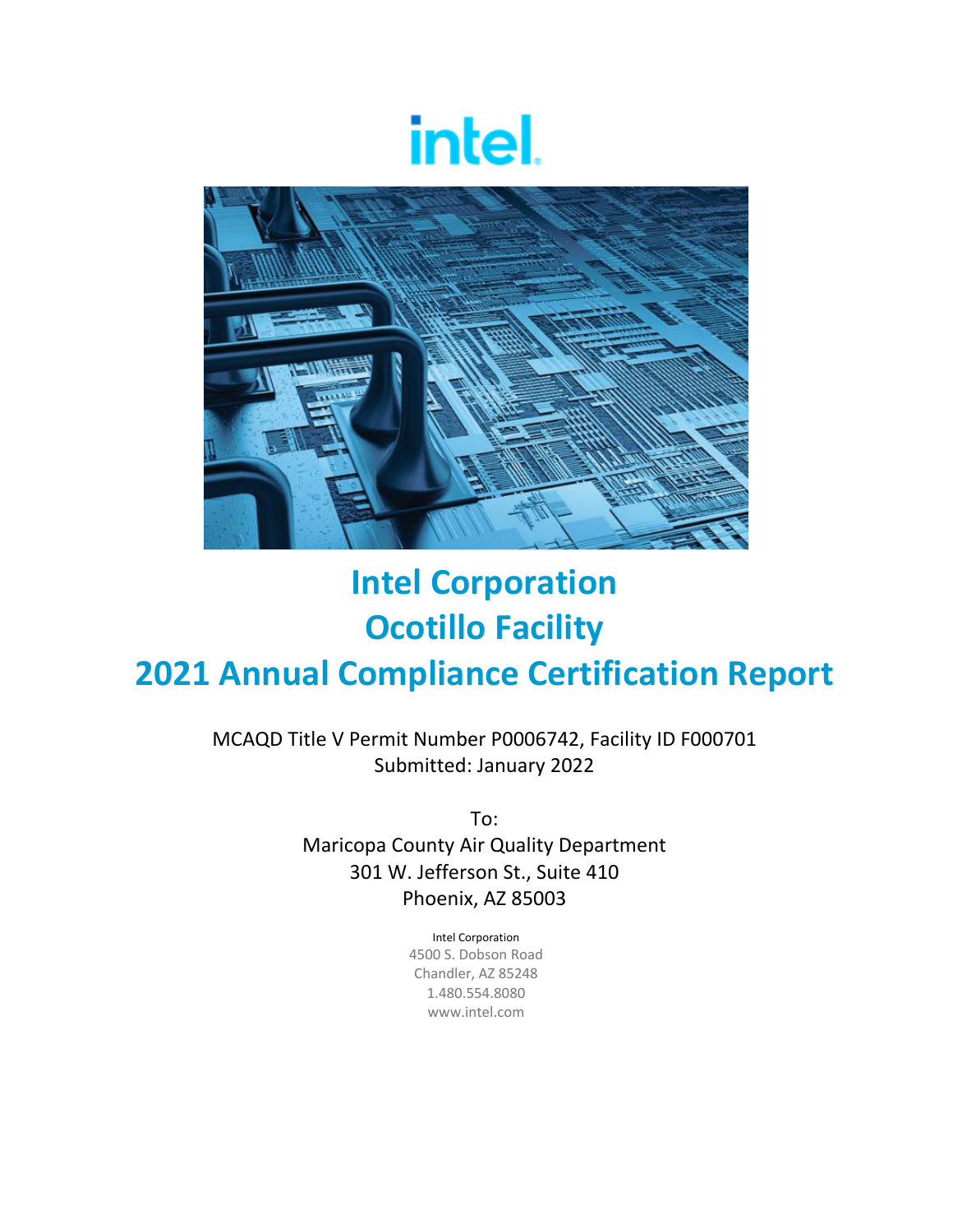# Intel Corporation
# Ocotillo Facility
# 2021 Annual Compliance Certification Report

MCAQD Title V Permit Number P0006742, Facility ID F000701
Submitted: January 2022

To:
Maricopa County Air Quality Department
301 W. Jefferson St., Suite 410
Phoenix, AZ 85003

Intel Corporation
4500 S. Dobson Road
Chandler, AZ 85248
1.480.554.8080
www.intel.com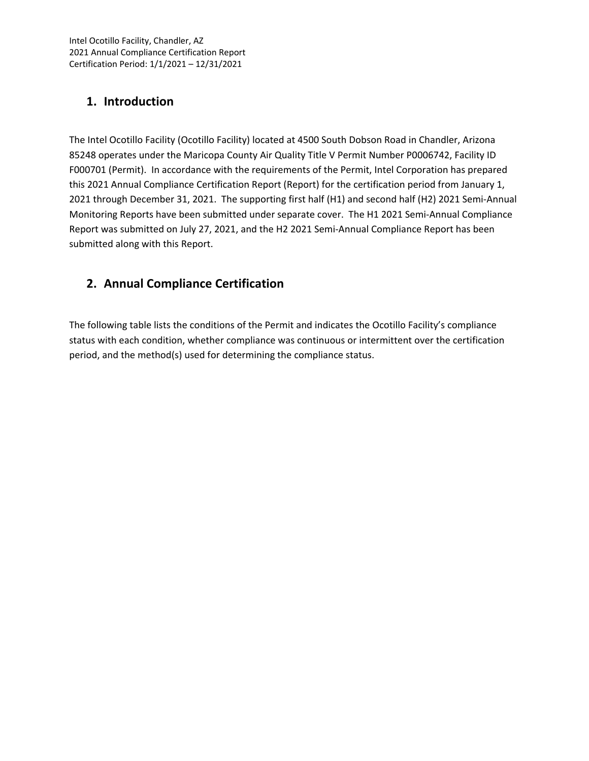## 1. Introduction

The Intel Ocotillo Facility (Ocotillo Facility) located at 4500 South Dobson Road in Chandler, Arizona 85248 operates under the Maricopa County Air Quality Title V Permit Number P0006742, Facility ID F000701 (Permit). In accordance with the requirements of the Permit, Intel Corporation has prepared this 2021 Annual Compliance Certification Report (Report) for the certification period from January 1, 2021 through December 31, 2021. The supporting first half (H1) and second half (H2) 2021 Semi-Annual Monitoring Reports have been submitted under separate cover. The H1 2021 Semi-Annual Compliance Report was submitted on July 27, 2021, and the H2 2021 Semi-Annual Compliance Report has been submitted along with this Report.

## 2. Annual Compliance Certification

The following table lists the conditions of the Permit and indicates the Ocotillo Facility's compliance status with each condition, whether compliance was continuous or intermittent over the certification period, and the method(s) used for determining the compliance status.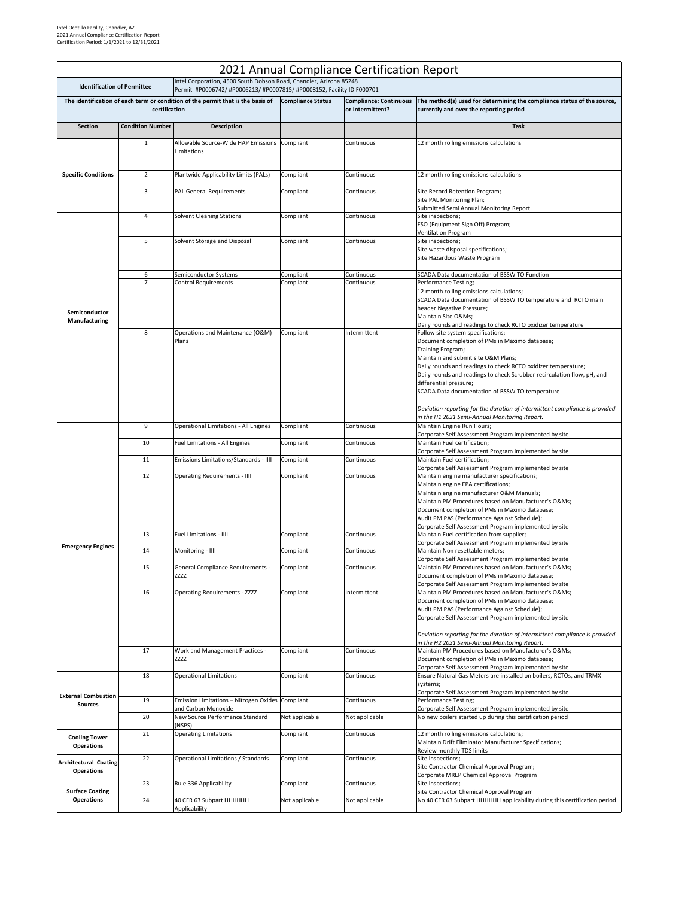Intel Ocotillo Facility, Chandler, AZ
2021 Annual Compliance Certification Report
Certification Period: 1/1/2021 to 12/31/2021

# 2021 Annual Compliance Certification Report

| Identification of Permittee | | Intel Corporation, 4500 South Dobson Road, Chandler, Arizona 85248<br>Permit #P0006742/ #P0006213/ #P0007815/ #P0008152, Facility ID F000701 | | | |
|---|---|---|---|---|---|
| The identification of each term or condition of the permit that is the basis of certification | | | Compliance Status | Compliance: Continuous or Intermittent? | The method(s) used for determining the compliance status of the source, currently and over the reporting period |
| Section | Condition Number | Description | | | Task |
| Specific Conditions | 1 | Allowable Source-Wide HAP Emissions Limitations | Compliant | Continuous | 12 month rolling emissions calculations |
| | 2 | Plantwide Applicability Limits (PALs) | Compliant | Continuous | 12 month rolling emissions calculations |
| | 3 | PAL General Requirements | Compliant | Continuous | Site Record Retention Program;<br>Site PAL Monitoring Plan;<br>Submitted Semi Annual Monitoring Report. |
| Semiconductor Manufacturing | 4 | Solvent Cleaning Stations | Compliant | Continuous | Site inspections;<br>ESO (Equipment Sign Off) Program;<br>Ventilation Program |
| | 5 | Solvent Storage and Disposal | Compliant | Continuous | Site inspections;<br>Site waste disposal specifications;<br>Site Hazardous Waste Program |
| | 6 | Semiconductor Systems | Compliant | Continuous | SCADA Data documentation of BSSW TO Function |
| | 7 | Control Requirements | Compliant | Continuous | Performance Testing;<br>12 month rolling emissions calculations;<br>SCADA Data documentation of BSSW TO temperature and RCTO main header Negative Pressure;<br>Maintain Site O&Ms;<br>Daily rounds and readings to check RCTO oxidizer temperature |
| | 8 | Operations and Maintenance (O&M) Plans | Compliant | Intermittent | Follow site system specifications;<br>Document completion of PMs in Maximo database;<br>Training Program;<br>Maintain and submit site O&M Plans;<br>Daily rounds and readings to check RCTO oxidizer temperature;<br>Daily rounds and readings to check Scrubber recirculation flow, pH, and differential pressure;<br>SCADA Data documentation of BSSW TO temperature<br><br>*Deviation reporting for the duration of intermittent compliance is provided in the H1 2021 Semi-Annual Monitoring Report.* |
| Emergency Engines | 9 | Operational Limitations - All Engines | Compliant | Continuous | Maintain Engine Run Hours;<br>Corporate Self Assessment Program implemented by site |
| | 10 | Fuel Limitations - All Engines | Compliant | Continuous | Maintain Fuel certification;<br>Corporate Self Assessment Program implemented by site |
| | 11 | Emissions Limitations/Standards - IIII | Compliant | Continuous | Maintain Fuel certification;<br>Corporate Self Assessment Program implemented by site |
| | 12 | Operating Requirements - IIII | Compliant | Continuous | Maintain engine manufacturer specifications;<br>Maintain engine EPA certifications;<br>Maintain engine manufacturer O&M Manuals;<br>Maintain PM Procedures based on Manufacturer's O&Ms;<br>Document completion of PMs in Maximo database;<br>Audit PM PAS (Performance Against Schedule);<br>Corporate Self Assessment Program implemented by site |
| | 13 | Fuel Limitations - IIII | Compliant | Continuous | Maintain Fuel certification from supplier;<br>Corporate Self Assessment Program implemented by site |
| | 14 | Monitoring - IIII | Compliant | Continuous | Maintain Non resettable meters;<br>Corporate Self Assessment Program implemented by site |
| | 15 | General Compliance Requirements - ZZZZ | Compliant | Continuous | Maintain PM Procedures based on Manufacturer's O&Ms;<br>Document completion of PMs in Maximo database;<br>Corporate Self Assessment Program implemented by site |
| | 16 | Operating Requirements - ZZZZ | Compliant | Intermittent | Maintain PM Procedures based on Manufacturer's O&Ms;<br>Document completion of PMs in Maximo database;<br>Audit PM PAS (Performance Against Schedule);<br>Corporate Self Assessment Program implemented by site<br><br>*Deviation reporting for the duration of intermittent compliance is provided in the H2 2021 Semi-Annual Monitoring Report.* |
| | 17 | Work and Management Practices - ZZZZ | Compliant | Continuous | Maintain PM Procedures based on Manufacturer's O&Ms;<br>Document completion of PMs in Maximo database;<br>Corporate Self Assessment Program implemented by site |
| External Combustion Sources | 18 | Operational Limitations | Compliant | Continuous | Ensure Natural Gas Meters are installed on boilers, RCTOs, and TRMX systems;<br>Corporate Self Assessment Program implemented by site |
| | 19 | Emission Limitations – Nitrogen Oxides and Carbon Monoxide | Compliant | Continuous | Performance Testing;<br>Corporate Self Assessment Program implemented by site |
| | 20 | New Source Performance Standard (NSPS) | Not applicable | Not applicable | No new boilers started up during this certification period |
| Cooling Tower Operations | 21 | Operating Limitations | Compliant | Continuous | 12 month rolling emissions calculations;<br>Maintain Drift Eliminator Manufacturer Specifications;<br>Review monthly TDS limits |
| Architectural Coating Operations | 22 | Operational Limitations / Standards | Compliant | Continuous | Site inspections;<br>Site Contractor Chemical Approval Program;<br>Corporate MREP Chemical Approval Program |
| Surface Coating Operations | 23 | Rule 336 Applicability | Compliant | Continuous | Site inspections;<br>Site Contractor Chemical Approval Program |
| | 24 | 40 CFR 63 Subpart HHHHHH Applicability | Not applicable | Not applicable | No 40 CFR 63 Subpart HHHHHH applicability during this certification period |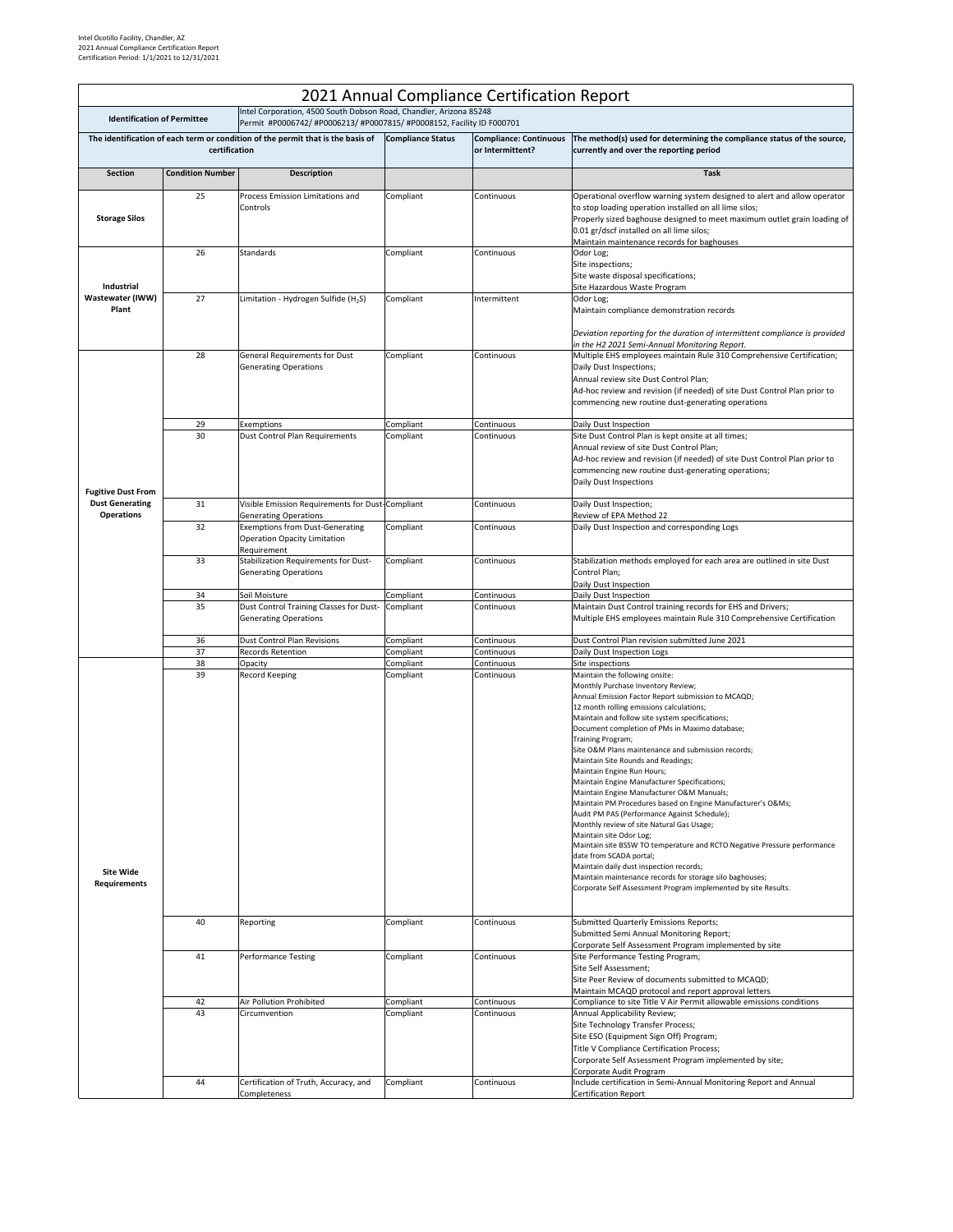Intel Ocotillo Facility, Chandler, AZ
2021 Annual Compliance Certification Report
Certification Period: 1/1/2021 to 12/31/2021

# 2021 Annual Compliance Certification Report

| Identification of Permittee | | Intel Corporation, 4500 South Dobson Road, Chandler, Arizona 85248<br>Permit #P0006742/ #P0006213/ #P0007815/ #P0008152, Facility ID F000701 | | | |
|---|---|---|---|---|---|
| The identification of each term or condition of the permit that is the basis of certification | | | Compliance Status | Compliance: Continuous or Intermittent? | The method(s) used for determining the compliance status of the source, currently and over the reporting period |
| **Section** | **Condition Number** | **Description** | | | **Task** |
| **Storage Silos** | 25 | Process Emission Limitations and Controls | Compliant | Continuous | Operational overflow warning system designed to alert and allow operator to stop loading operation installed on all lime silos;<br>Properly sized baghouse designed to meet maximum outlet grain loading of 0.01 gr/dscf installed on all lime silos;<br>Maintain maintenance records for baghouses |
| **Industrial Wastewater (IWW) Plant** | 26 | Standards | Compliant | Continuous | Odor Log;<br>Site inspections;<br>Site waste disposal specifications;<br>Site Hazardous Waste Program |
| | 27 | Limitation - Hydrogen Sulfide ($H_2S$) | Compliant | Intermittent | Odor Log;<br>Maintain compliance demonstration records<br><br>*Deviation reporting for the duration of intermittent compliance is provided in the H2 2021 Semi-Annual Monitoring Report.* |
| **Fugitive Dust From Dust Generating Operations** | 28 | General Requirements for Dust Generating Operations | Compliant | Continuous | Multiple EHS employees maintain Rule 310 Comprehensive Certification;<br>Daily Dust Inspections;<br>Annual review site Dust Control Plan;<br>Ad-hoc review and revision (if needed) of site Dust Control Plan prior to commencing new routine dust-generating operations |
| | 29 | Exemptions | Compliant | Continuous | Daily Dust Inspection |
| | 30 | Dust Control Plan Requirements | Compliant | Continuous | Site Dust Control Plan is kept onsite at all times;<br>Annual review of site Dust Control Plan;<br>Ad-hoc review and revision (if needed) of site Dust Control Plan prior to commencing new routine dust-generating operations;<br>Daily Dust Inspections |
| | 31 | Visible Emission Requirements for Dust-Generating Operations | Compliant | Continuous | Daily Dust Inspection;<br>Review of EPA Method 22 |
| | 32 | Exemptions from Dust-Generating Operation Opacity Limitation Requirement | Compliant | Continuous | Daily Dust Inspection and corresponding Logs |
| | 33 | Stabilization Requirements for Dust-Generating Operations | Compliant | Continuous | Stabilization methods employed for each area are outlined in site Dust Control Plan;<br>Daily Dust Inspection |
| | 34 | Soil Moisture | Compliant | Continuous | Daily Dust Inspection |
| | 35 | Dust Control Training Classes for Dust-Generating Operations | Compliant | Continuous | Maintain Dust Control training records for EHS and Drivers;<br>Multiple EHS employees maintain Rule 310 Comprehensive Certification |
| | 36 | Dust Control Plan Revisions | Compliant | Continuous | Dust Control Plan revision submitted June 2021 |
| | 37 | Records Retention | Compliant | Continuous | Daily Dust Inspection Logs |
| **Site Wide Requirements** | 38 | Opacity | Compliant | Continuous | Site inspections |
| | 39 | Record Keeping | Compliant | Continuous | Maintain the following onsite:<br>Monthly Purchase Inventory Review;<br>Annual Emission Factor Report submission to MCAQD;<br>12 month rolling emissions calculations;<br>Maintain and follow site system specifications;<br>Document completion of PMs in Maximo database;<br>Training Program;<br>Site O&M Plans maintenance and submission records;<br>Maintain Site Rounds and Readings;<br>Maintain Engine Run Hours;<br>Maintain Engine Manufacturer Specifications;<br>Maintain Engine Manufacturer O&M Manuals;<br>Maintain PM Procedures based on Engine Manufacturer's O&Ms;<br>Audit PM PAS (Performance Against Schedule);<br>Monthly review of site Natural Gas Usage;<br>Maintain site Odor Log;<br>Maintain site BSSW TO temperature and RCTO Negative Pressure performance date from SCADA portal;<br>Maintain daily dust inspection records;<br>Maintain maintenance records for storage silo baghouses;<br>Corporate Self Assessment Program implemented by site Results. |
| | 40 | Reporting | Compliant | Continuous | Submitted Quarterly Emissions Reports;<br>Submitted Semi Annual Monitoring Report;<br>Corporate Self Assessment Program implemented by site |
| | 41 | Performance Testing | Compliant | Continuous | Site Performance Testing Program;<br>Site Self Assessment;<br>Site Peer Review of documents submitted to MCAQD;<br>Maintain MCAQD protocol and report approval letters |
| | 42 | Air Pollution Prohibited | Compliant | Continuous | Compliance to site Title V Air Permit allowable emissions conditions |
| | 43 | Circumvention | Compliant | Continuous | Annual Applicability Review;<br>Site Technology Transfer Process;<br>Site ESO (Equipment Sign Off) Program;<br>Title V Compliance Certification Process;<br>Corporate Self Assessment Program implemented by site;<br>Corporate Audit Program |
| | 44 | Certification of Truth, Accuracy, and Completeness | Compliant | Continuous | Include certification in Semi-Annual Monitoring Report and Annual Certification Report |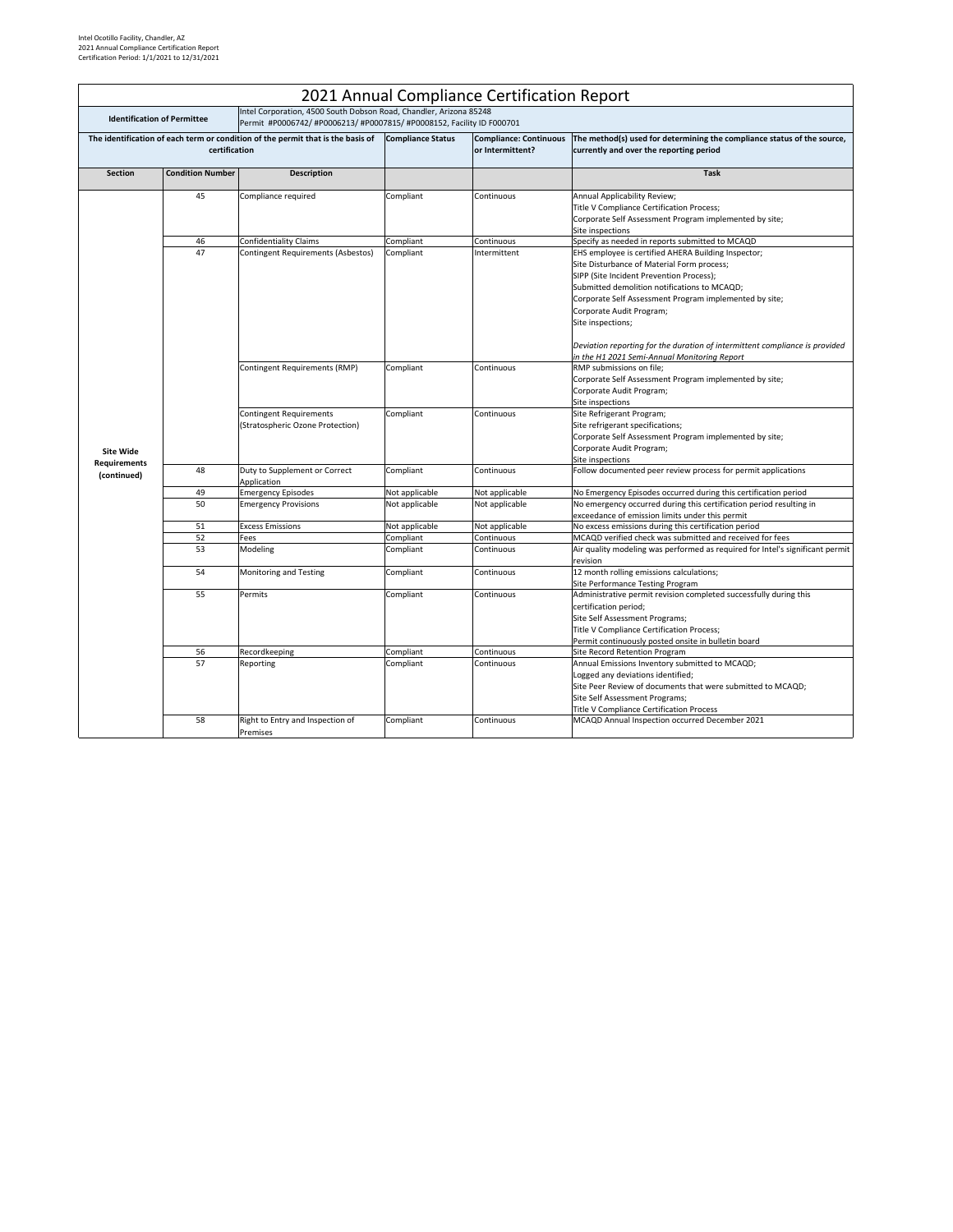# 2021 Annual Compliance Certification Report

| Identification of Permittee | | Intel Corporation, 4500 South Dobson Road, Chandler, Arizona 85248<br>Permit #P0006742/ #P0006213/ #P0007815/ #P0008152, Facility ID F000701 | | | |
|---|---|---|---|---|---|
| The identification of each term or condition of the permit that is the basis of certification | | | Compliance Status | Compliance: Continuous or Intermittent? | The method(s) used for determining the compliance status of the source, currently and over the reporting period |
| **Section** | **Condition Number** | **Description** | | | **Task** |
| Site Wide Requirements (continued) | 45 | Compliance required | Compliant | Continuous | Annual Applicability Review;<br>Title V Compliance Certification Process;<br>Corporate Self Assessment Program implemented by site;<br>Site inspections |
| | 46 | Confidentiality Claims | Compliant | Continuous | Specify as needed in reports submitted to MCAQD |
| | 47 | Contingent Requirements (Asbestos) | Compliant | Intermittent | EHS employee is certified AHERA Building Inspector;<br>Site Disturbance of Material Form process;<br>SIPP (Site Incident Prevention Process);<br>Submitted demolition notifications to MCAQD;<br>Corporate Self Assessment Program implemented by site;<br>Corporate Audit Program;<br>Site inspections;<br><br>*Deviation reporting for the duration of intermittent compliance is provided in the H1 2021 Semi-Annual Monitoring Report* |
| | | Contingent Requirements (RMP) | Compliant | Continuous | RMP submissions on file;<br>Corporate Self Assessment Program implemented by site;<br>Corporate Audit Program;<br>Site inspections |
| | | Contingent Requirements (Stratospheric Ozone Protection) | Compliant | Continuous | Site Refrigerant Program;<br>Site refrigerant specifications;<br>Corporate Self Assessment Program implemented by site;<br>Corporate Audit Program;<br>Site inspections |
| | 48 | Duty to Supplement or Correct Application | Compliant | Continuous | Follow documented peer review process for permit applications |
| | 49 | Emergency Episodes | Not applicable | Not applicable | No Emergency Episodes occurred during this certification period |
| | 50 | Emergency Provisions | Not applicable | Not applicable | No emergency occurred during this certification period resulting in exceedance of emission limits under this permit |
| | 51 | Excess Emissions | Not applicable | Not applicable | No excess emissions during this certification period |
| | 52 | Fees | Compliant | Continuous | MCAQD verified check was submitted and received for fees |
| | 53 | Modeling | Compliant | Continuous | Air quality modeling was performed as required for Intel's significant permit revision |
| | 54 | Monitoring and Testing | Compliant | Continuous | 12 month rolling emissions calculations;<br>Site Performance Testing Program |
| | 55 | Permits | Compliant | Continuous | Administrative permit revision completed successfully during this certification period;<br>Site Self Assessment Programs;<br>Title V Compliance Certification Process;<br>Permit continuously posted onsite in bulletin board |
| | 56 | Recordkeeping | Compliant | Continuous | Site Record Retention Program |
| | 57 | Reporting | Compliant | Continuous | Annual Emissions Inventory submitted to MCAQD;<br>Logged any deviations identified;<br>Site Peer Review of documents that were submitted to MCAQD;<br>Site Self Assessment Programs;<br>Title V Compliance Certification Process |
| | 58 | Right to Entry and Inspection of Premises | Compliant | Continuous | MCAQD Annual Inspection occurred December 2021 |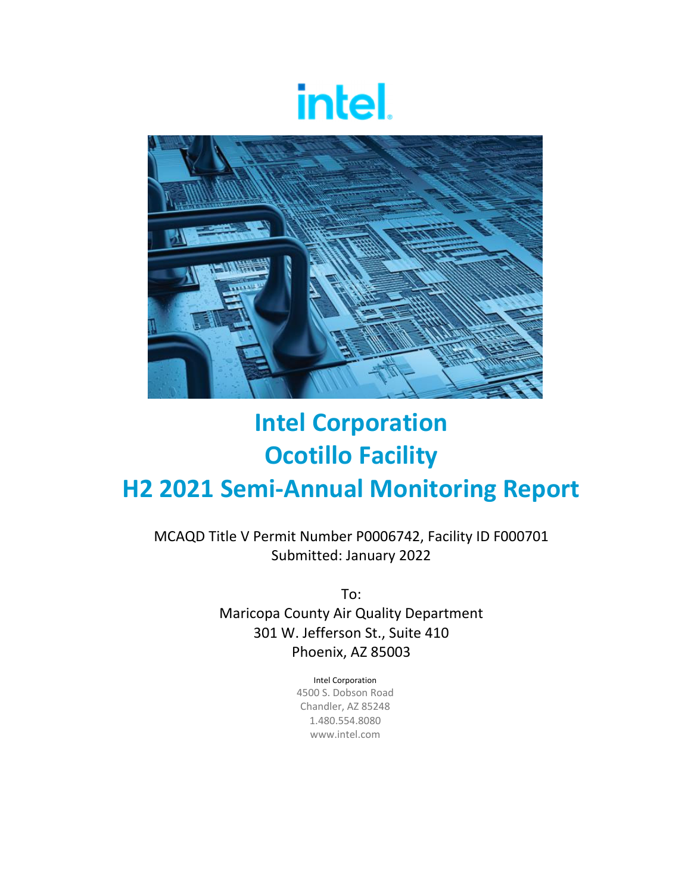# Intel Corporation
# Ocotillo Facility
# H2 2021 Semi-Annual Monitoring Report

MCAQD Title V Permit Number P0006742, Facility ID F000701
Submitted: January 2022

To:
Maricopa County Air Quality Department
301 W. Jefferson St., Suite 410
Phoenix, AZ 85003

Intel Corporation
4500 S. Dobson Road
Chandler, AZ 85248
1.480.554.8080
www.intel.com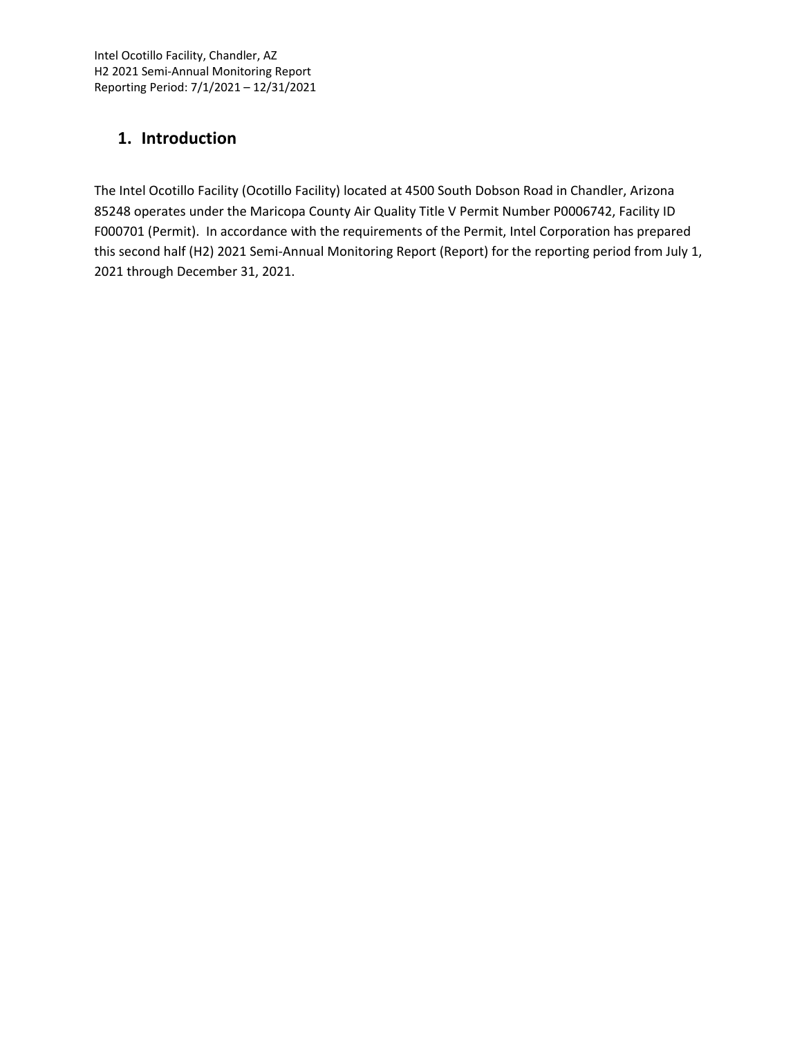# 1. Introduction

The Intel Ocotillo Facility (Ocotillo Facility) located at 4500 South Dobson Road in Chandler, Arizona 85248 operates under the Maricopa County Air Quality Title V Permit Number P0006742, Facility ID F000701 (Permit). In accordance with the requirements of the Permit, Intel Corporation has prepared this second half (H2) 2021 Semi-Annual Monitoring Report (Report) for the reporting period from July 1, 2021 through December 31, 2021.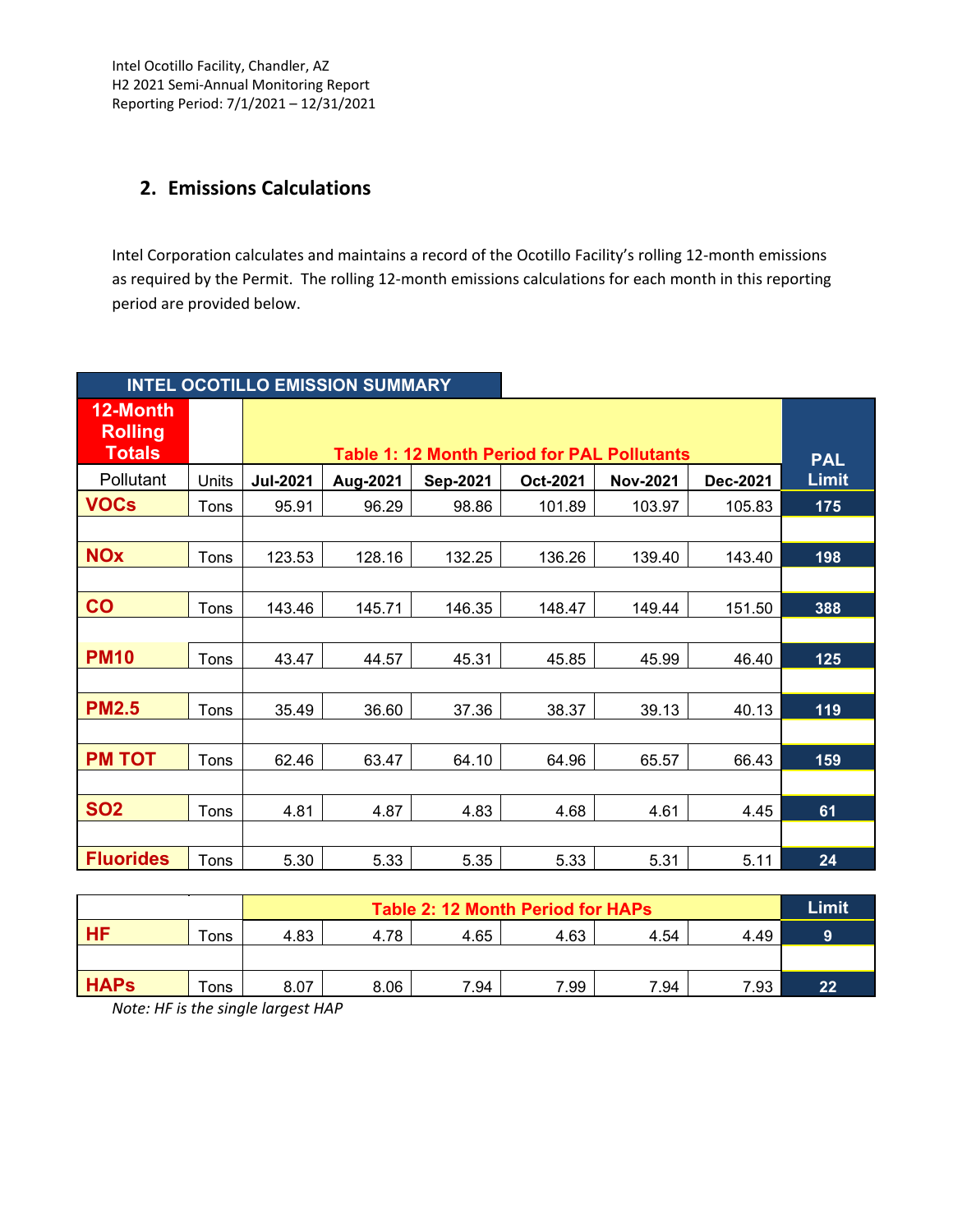## 2. Emissions Calculations

Intel Corporation calculates and maintains a record of the Ocotillo Facility's rolling 12-month emissions as required by the Permit. The rolling 12-month emissions calculations for each month in this reporting period are provided below.

**INTEL OCOTILLO EMISSION SUMMARY**

| 12-Month Rolling Totals | | Table 1: 12 Month Period for PAL Pollutants | | | | | | PAL Limit |
|---|---|---|---|---|---|---|---|---|
| Pollutant | Units | Jul-2021 | Aug-2021 | Sep-2021 | Oct-2021 | Nov-2021 | Dec-2021 | |
| VOCs | Tons | 95.91 | 96.29 | 98.86 | 101.89 | 103.97 | 105.83 | 175 |
| NOx | Tons | 123.53 | 128.16 | 132.25 | 136.26 | 139.40 | 143.40 | 198 |
| CO | Tons | 143.46 | 145.71 | 146.35 | 148.47 | 149.44 | 151.50 | 388 |
| PM10 | Tons | 43.47 | 44.57 | 45.31 | 45.85 | 45.99 | 46.40 | 125 |
| PM2.5 | Tons | 35.49 | 36.60 | 37.36 | 38.37 | 39.13 | 40.13 | 119 |
| PM TOT | Tons | 62.46 | 63.47 | 64.10 | 64.96 | 65.57 | 66.43 | 159 |
| SO2 | Tons | 4.81 | 4.87 | 4.83 | 4.68 | 4.61 | 4.45 | 61 |
| Fluorides | Tons | 5.30 | 5.33 | 5.35 | 5.33 | 5.31 | 5.11 | 24 |

| | | Table 2: 12 Month Period for HAPs | | | | | | Limit |
|---|---|---|---|---|---|---|---|---|
| HF | Tons | 4.83 | 4.78 | 4.65 | 4.63 | 4.54 | 4.49 | 9 |
| HAPs | Tons | 8.07 | 8.06 | 7.94 | 7.99 | 7.94 | 7.93 | 22 |

*Note: HF is the single largest HAP*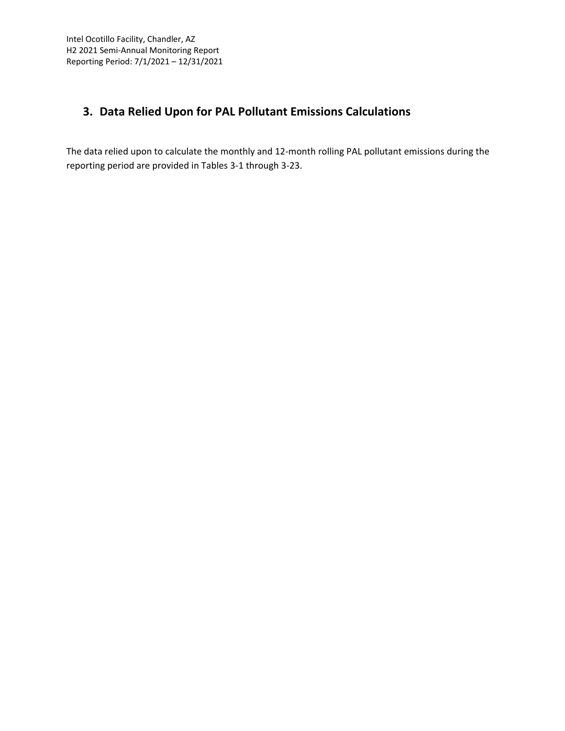# 3. Data Relied Upon for PAL Pollutant Emissions Calculations

The data relied upon to calculate the monthly and 12-month rolling PAL pollutant emissions during the reporting period are provided in Tables 3-1 through 3-23.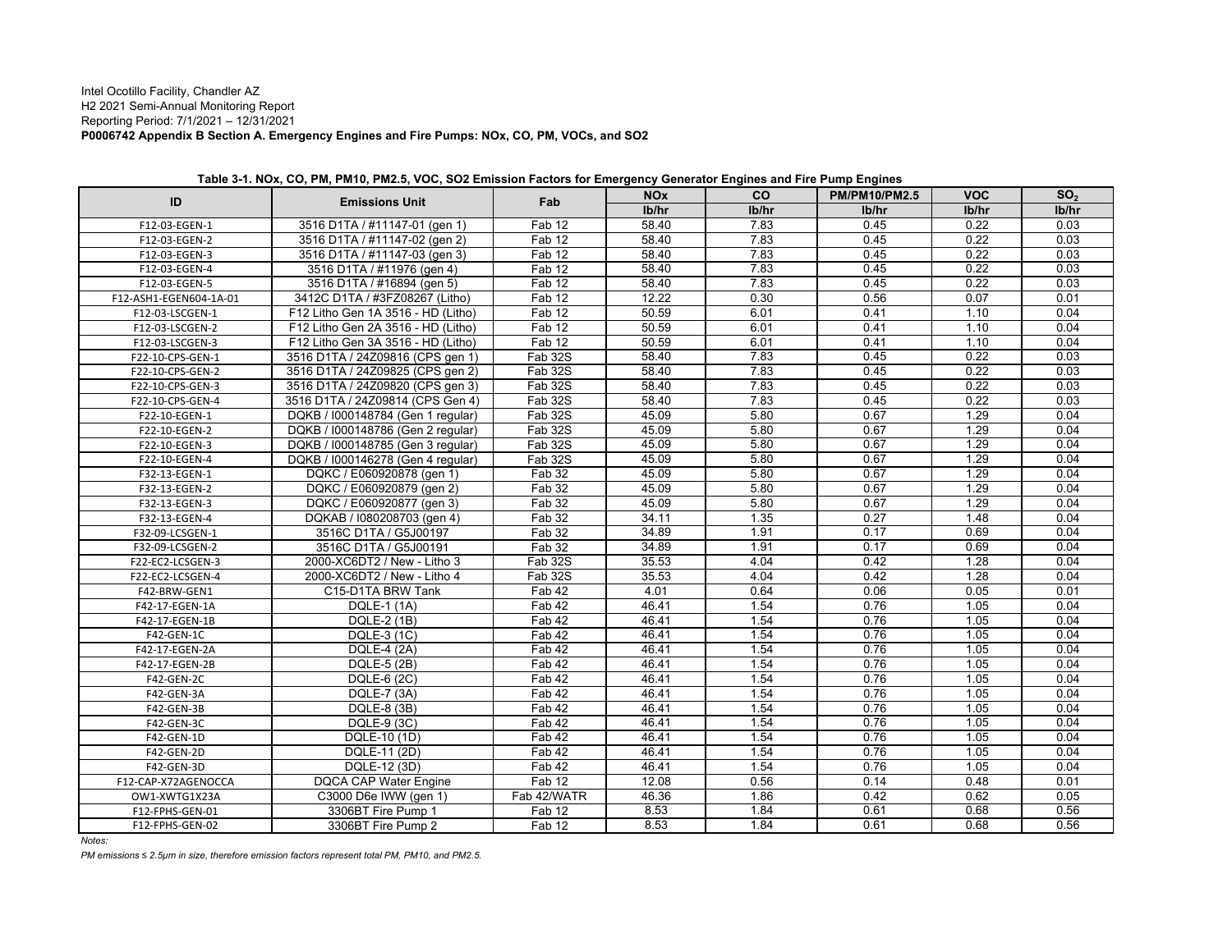Intel Ocotillo Facility, Chandler AZ
H2 2021 Semi-Annual Monitoring Report
Reporting Period: 7/1/2021 – 12/31/2021
**P0006742 Appendix B Section A. Emergency Engines and Fire Pumps: NOx, CO, PM, VOCs, and SO2**

**Table 3-1. NOx, CO, PM, PM10, PM2.5, VOC, SO2 Emission Factors for Emergency Generator Engines and Fire Pump Engines**

| ID | Emissions Unit | Fab | NOx | CO | PM/PM10/PM2.5 | VOC | $SO_2$ |
|---|---|---|---|---|---|---|---|
| | | | lb/hr | lb/hr | lb/hr | lb/hr | lb/hr |
| F12-03-EGEN-1 | 3516 D1TA / #11147-01 (gen 1) | Fab 12 | 58.40 | 7.83 | 0.45 | 0.22 | 0.03 |
| F12-03-EGEN-2 | 3516 D1TA / #11147-02 (gen 2) | Fab 12 | 58.40 | 7.83 | 0.45 | 0.22 | 0.03 |
| F12-03-EGEN-3 | 3516 D1TA / #11147-03 (gen 3) | Fab 12 | 58.40 | 7.83 | 0.45 | 0.22 | 0.03 |
| F12-03-EGEN-4 | 3516 D1TA / #11976 (gen 4) | Fab 12 | 58.40 | 7.83 | 0.45 | 0.22 | 0.03 |
| F12-03-EGEN-5 | 3516 D1TA / #16894 (gen 5) | Fab 12 | 58.40 | 7.83 | 0.45 | 0.22 | 0.03 |
| F12-ASH1-EGEN604-1A-01 | 3412C D1TA / #3FZ08267 (Litho) | Fab 12 | 12.22 | 0.30 | 0.56 | 0.07 | 0.01 |
| F12-03-LSCGEN-1 | F12 Litho Gen 1A 3516 - HD (Litho) | Fab 12 | 50.59 | 6.01 | 0.41 | 1.10 | 0.04 |
| F12-03-LSCGEN-2 | F12 Litho Gen 2A 3516 - HD (Litho) | Fab 12 | 50.59 | 6.01 | 0.41 | 1.10 | 0.04 |
| F12-03-LSCGEN-3 | F12 Litho Gen 3A 3516 - HD (Litho) | Fab 12 | 50.59 | 6.01 | 0.41 | 1.10 | 0.04 |
| F22-10-CPS-GEN-1 | 3516 D1TA / 24Z09816 (CPS gen 1) | Fab 32S | 58.40 | 7.83 | 0.45 | 0.22 | 0.03 |
| F22-10-CPS-GEN-2 | 3516 D1TA / 24Z09825 (CPS gen 2) | Fab 32S | 58.40 | 7.83 | 0.45 | 0.22 | 0.03 |
| F22-10-CPS-GEN-3 | 3516 D1TA / 24Z09820 (CPS gen 3) | Fab 32S | 58.40 | 7.83 | 0.45 | 0.22 | 0.03 |
| F22-10-CPS-GEN-4 | 3516 D1TA / 24Z09814 (CPS Gen 4) | Fab 32S | 58.40 | 7.83 | 0.45 | 0.22 | 0.03 |
| F22-10-EGEN-1 | DQKB / I000148784 (Gen 1 regular) | Fab 32S | 45.09 | 5.80 | 0.67 | 1.29 | 0.04 |
| F22-10-EGEN-2 | DQKB / I000148786 (Gen 2 regular) | Fab 32S | 45.09 | 5.80 | 0.67 | 1.29 | 0.04 |
| F22-10-EGEN-3 | DQKB / I000148785 (Gen 3 regular) | Fab 32S | 45.09 | 5.80 | 0.67 | 1.29 | 0.04 |
| F22-10-EGEN-4 | DQKB / I000146278 (Gen 4 regular) | Fab 32S | 45.09 | 5.80 | 0.67 | 1.29 | 0.04 |
| F32-13-EGEN-1 | DQKC / E060920878 (gen 1) | Fab 32 | 45.09 | 5.80 | 0.67 | 1.29 | 0.04 |
| F32-13-EGEN-2 | DQKC / E060920879 (gen 2) | Fab 32 | 45.09 | 5.80 | 0.67 | 1.29 | 0.04 |
| F32-13-EGEN-3 | DQKC / E060920877 (gen 3) | Fab 32 | 45.09 | 5.80 | 0.67 | 1.29 | 0.04 |
| F32-13-EGEN-4 | DQKAB / I080208703 (gen 4) | Fab 32 | 34.11 | 1.35 | 0.27 | 1.48 | 0.04 |
| F32-09-LCSGEN-1 | 3516C D1TA / G5J00197 | Fab 32 | 34.89 | 1.91 | 0.17 | 0.69 | 0.04 |
| F32-09-LCSGEN-2 | 3516C D1TA / G5J00191 | Fab 32 | 34.89 | 1.91 | 0.17 | 0.69 | 0.04 |
| F22-EC2-LCSGEN-3 | 2000-XC6DT2 / New - Litho 3 | Fab 32S | 35.53 | 4.04 | 0.42 | 1.28 | 0.04 |
| F22-EC2-LCSGEN-4 | 2000-XC6DT2 / New - Litho 4 | Fab 32S | 35.53 | 4.04 | 0.42 | 1.28 | 0.04 |
| F42-BRW-GEN1 | C15-D1TA BRW Tank | Fab 42 | 4.01 | 0.64 | 0.06 | 0.05 | 0.01 |
| F42-17-EGEN-1A | DQLE-1 (1A) | Fab 42 | 46.41 | 1.54 | 0.76 | 1.05 | 0.04 |
| F42-17-EGEN-1B | DQLE-2 (1B) | Fab 42 | 46.41 | 1.54 | 0.76 | 1.05 | 0.04 |
| F42-GEN-1C | DQLE-3 (1C) | Fab 42 | 46.41 | 1.54 | 0.76 | 1.05 | 0.04 |
| F42-17-EGEN-2A | DQLE-4 (2A) | Fab 42 | 46.41 | 1.54 | 0.76 | 1.05 | 0.04 |
| F42-17-EGEN-2B | DQLE-5 (2B) | Fab 42 | 46.41 | 1.54 | 0.76 | 1.05 | 0.04 |
| F42-GEN-2C | DQLE-6 (2C) | Fab 42 | 46.41 | 1.54 | 0.76 | 1.05 | 0.04 |
| F42-GEN-3A | DQLE-7 (3A) | Fab 42 | 46.41 | 1.54 | 0.76 | 1.05 | 0.04 |
| F42-GEN-3B | DQLE-8 (3B) | Fab 42 | 46.41 | 1.54 | 0.76 | 1.05 | 0.04 |
| F42-GEN-3C | DQLE-9 (3C) | Fab 42 | 46.41 | 1.54 | 0.76 | 1.05 | 0.04 |
| F42-GEN-1D | DQLE-10 (1D) | Fab 42 | 46.41 | 1.54 | 0.76 | 1.05 | 0.04 |
| F42-GEN-2D | DQLE-11 (2D) | Fab 42 | 46.41 | 1.54 | 0.76 | 1.05 | 0.04 |
| F42-GEN-3D | DQLE-12 (3D) | Fab 42 | 46.41 | 1.54 | 0.76 | 1.05 | 0.04 |
| F12-CAP-X72AGENOCCA | DQCA CAP Water Engine | Fab 12 | 12.08 | 0.56 | 0.14 | 0.48 | 0.01 |
| OW1-XWTG1X23A | C3000 D6e IWW (gen 1) | Fab 42/WATR | 46.36 | 1.86 | 0.42 | 0.62 | 0.05 |
| F12-FPHS-GEN-01 | 3306BT Fire Pump 1 | Fab 12 | 8.53 | 1.84 | 0.61 | 0.68 | 0.56 |
| F12-FPHS-GEN-02 | 3306BT Fire Pump 2 | Fab 12 | 8.53 | 1.84 | 0.61 | 0.68 | 0.56 |

*Notes:*

*PM emissions ≤ 2.5μm in size, therefore emission factors represent total PM, PM10, and PM2.5.*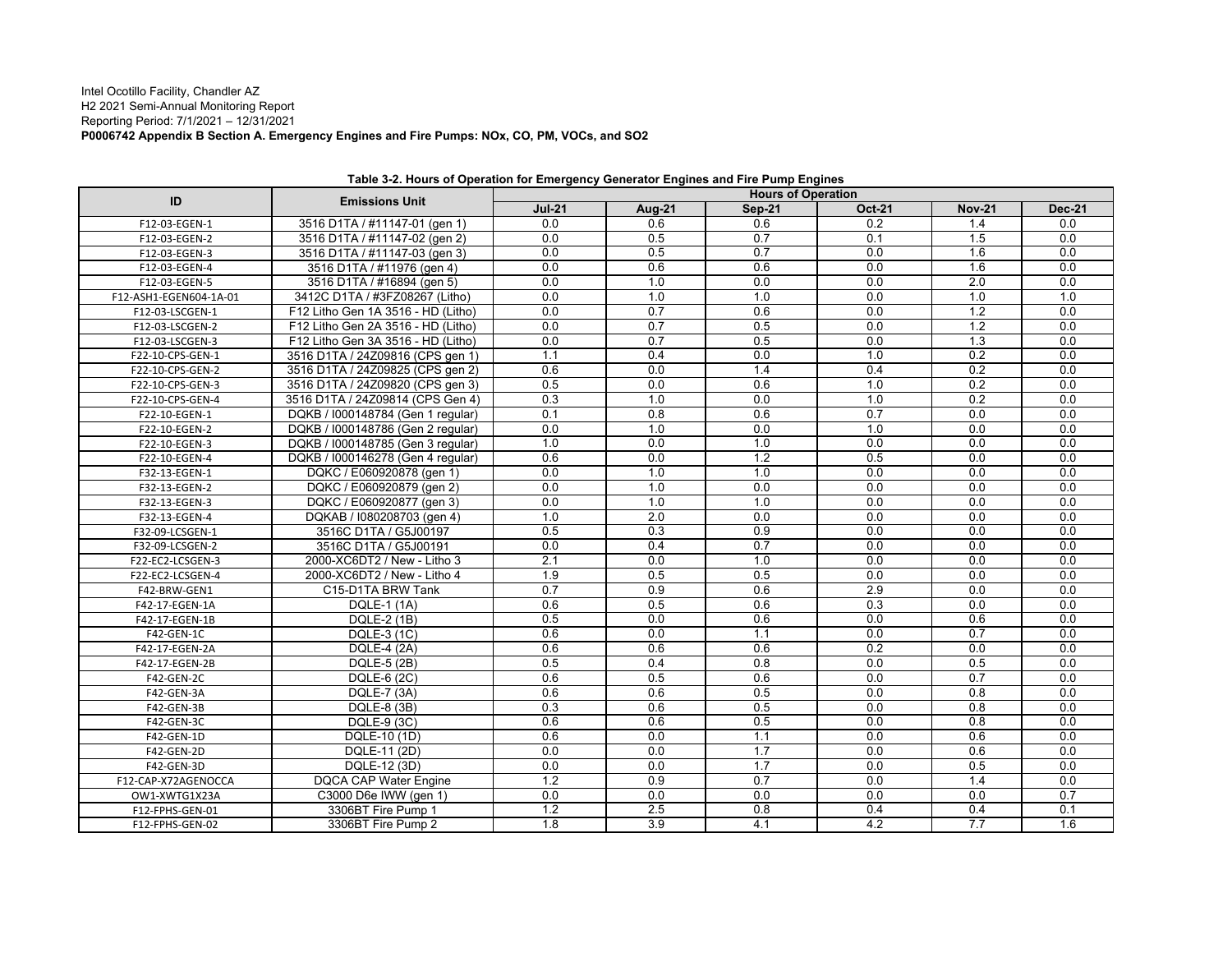Intel Ocotillo Facility, Chandler AZ
H2 2021 Semi-Annual Monitoring Report
Reporting Period: 7/1/2021 – 12/31/2021
**P0006742 Appendix B Section A. Emergency Engines and Fire Pumps: NOx, CO, PM, VOCs, and SO2**

**Table 3-2. Hours of Operation for Emergency Generator Engines and Fire Pump Engines**

| ID | Emissions Unit | Hours of Operation | | | | | |
|---|---|---|---|---|---|---|---|
| | | **Jul-21** | **Aug-21** | **Sep-21** | **Oct-21** | **Nov-21** | **Dec-21** |
| F12-03-EGEN-1 | 3516 D1TA / #11147-01 (gen 1) | 0.0 | 0.6 | 0.6 | 0.2 | 1.4 | 0.0 |
| F12-03-EGEN-2 | 3516 D1TA / #11147-02 (gen 2) | 0.0 | 0.5 | 0.7 | 0.1 | 1.5 | 0.0 |
| F12-03-EGEN-3 | 3516 D1TA / #11147-03 (gen 3) | 0.0 | 0.5 | 0.7 | 0.0 | 1.6 | 0.0 |
| F12-03-EGEN-4 | 3516 D1TA / #11976 (gen 4) | 0.0 | 0.6 | 0.6 | 0.0 | 1.6 | 0.0 |
| F12-03-EGEN-5 | 3516 D1TA / #16894 (gen 5) | 0.0 | 1.0 | 0.0 | 0.0 | 2.0 | 0.0 |
| F12-ASH1-EGEN604-1A-01 | 3412C D1TA / #3FZ08267 (Litho) | 0.0 | 1.0 | 1.0 | 0.0 | 1.0 | 1.0 |
| F12-03-LSCGEN-1 | F12 Litho Gen 1A 3516 - HD (Litho) | 0.0 | 0.7 | 0.6 | 0.0 | 1.2 | 0.0 |
| F12-03-LSCGEN-2 | F12 Litho Gen 2A 3516 - HD (Litho) | 0.0 | 0.7 | 0.5 | 0.0 | 1.2 | 0.0 |
| F12-03-LSCGEN-3 | F12 Litho Gen 3A 3516 - HD (Litho) | 0.0 | 0.7 | 0.5 | 0.0 | 1.3 | 0.0 |
| F22-10-CPS-GEN-1 | 3516 D1TA / 24Z09816 (CPS gen 1) | 1.1 | 0.4 | 0.0 | 1.0 | 0.2 | 0.0 |
| F22-10-CPS-GEN-2 | 3516 D1TA / 24Z09825 (CPS gen 2) | 0.6 | 0.0 | 1.4 | 0.4 | 0.2 | 0.0 |
| F22-10-CPS-GEN-3 | 3516 D1TA / 24Z09820 (CPS gen 3) | 0.5 | 0.0 | 0.6 | 1.0 | 0.2 | 0.0 |
| F22-10-CPS-GEN-4 | 3516 D1TA / 24Z09814 (CPS Gen 4) | 0.3 | 1.0 | 0.0 | 1.0 | 0.2 | 0.0 |
| F22-10-EGEN-1 | DQKB / I000148784 (Gen 1 regular) | 0.1 | 0.8 | 0.6 | 0.7 | 0.0 | 0.0 |
| F22-10-EGEN-2 | DQKB / I000148786 (Gen 2 regular) | 0.0 | 1.0 | 0.0 | 1.0 | 0.0 | 0.0 |
| F22-10-EGEN-3 | DQKB / I000148785 (Gen 3 regular) | 1.0 | 0.0 | 1.0 | 0.0 | 0.0 | 0.0 |
| F22-10-EGEN-4 | DQKB / I000146278 (Gen 4 regular) | 0.6 | 0.0 | 1.2 | 0.5 | 0.0 | 0.0 |
| F32-13-EGEN-1 | DQKC / E060920878 (gen 1) | 0.0 | 1.0 | 1.0 | 0.0 | 0.0 | 0.0 |
| F32-13-EGEN-2 | DQKC / E060920879 (gen 2) | 0.0 | 1.0 | 0.0 | 0.0 | 0.0 | 0.0 |
| F32-13-EGEN-3 | DQKC / E060920877 (gen 3) | 0.0 | 1.0 | 1.0 | 0.0 | 0.0 | 0.0 |
| F32-13-EGEN-4 | DQKAB / I080208703 (gen 4) | 1.0 | 2.0 | 0.0 | 0.0 | 0.0 | 0.0 |
| F32-09-LCSGEN-1 | 3516C D1TA / G5J00197 | 0.5 | 0.3 | 0.9 | 0.0 | 0.0 | 0.0 |
| F32-09-LCSGEN-2 | 3516C D1TA / G5J00191 | 0.0 | 0.4 | 0.7 | 0.0 | 0.0 | 0.0 |
| F22-EC2-LCSGEN-3 | 2000-XC6DT2 / New - Litho 3 | 2.1 | 0.0 | 1.0 | 0.0 | 0.0 | 0.0 |
| F22-EC2-LCSGEN-4 | 2000-XC6DT2 / New - Litho 4 | 1.9 | 0.5 | 0.5 | 0.0 | 0.0 | 0.0 |
| F42-BRW-GEN1 | C15-D1TA BRW Tank | 0.7 | 0.9 | 0.6 | 2.9 | 0.0 | 0.0 |
| F42-17-EGEN-1A | DQLE-1 (1A) | 0.6 | 0.5 | 0.6 | 0.3 | 0.0 | 0.0 |
| F42-17-EGEN-1B | DQLE-2 (1B) | 0.5 | 0.0 | 0.6 | 0.0 | 0.6 | 0.0 |
| F42-GEN-1C | DQLE-3 (1C) | 0.6 | 0.0 | 1.1 | 0.0 | 0.7 | 0.0 |
| F42-17-EGEN-2A | DQLE-4 (2A) | 0.6 | 0.6 | 0.6 | 0.2 | 0.0 | 0.0 |
| F42-17-EGEN-2B | DQLE-5 (2B) | 0.5 | 0.4 | 0.8 | 0.0 | 0.5 | 0.0 |
| F42-GEN-2C | DQLE-6 (2C) | 0.6 | 0.5 | 0.6 | 0.0 | 0.7 | 0.0 |
| F42-GEN-3A | DQLE-7 (3A) | 0.6 | 0.6 | 0.5 | 0.0 | 0.8 | 0.0 |
| F42-GEN-3B | DQLE-8 (3B) | 0.3 | 0.6 | 0.5 | 0.0 | 0.8 | 0.0 |
| F42-GEN-3C | DQLE-9 (3C) | 0.6 | 0.6 | 0.5 | 0.0 | 0.8 | 0.0 |
| F42-GEN-1D | DQLE-10 (1D) | 0.6 | 0.0 | 1.1 | 0.0 | 0.6 | 0.0 |
| F42-GEN-2D | DQLE-11 (2D) | 0.0 | 0.0 | 1.7 | 0.0 | 0.6 | 0.0 |
| F42-GEN-3D | DQLE-12 (3D) | 0.0 | 0.0 | 1.7 | 0.0 | 0.5 | 0.0 |
| F12-CAP-X72AGENOCCA | DQCA CAP Water Engine | 1.2 | 0.9 | 0.7 | 0.0 | 1.4 | 0.0 |
| OW1-XWTG1X23A | C3000 D6e IWW (gen 1) | 0.0 | 0.0 | 0.0 | 0.0 | 0.0 | 0.7 |
| F12-FPHS-GEN-01 | 3306BT Fire Pump 1 | 1.2 | 2.5 | 0.8 | 0.4 | 0.4 | 0.1 |
| F12-FPHS-GEN-02 | 3306BT Fire Pump 2 | 1.8 | 3.9 | 4.1 | 4.2 | 7.7 | 1.6 |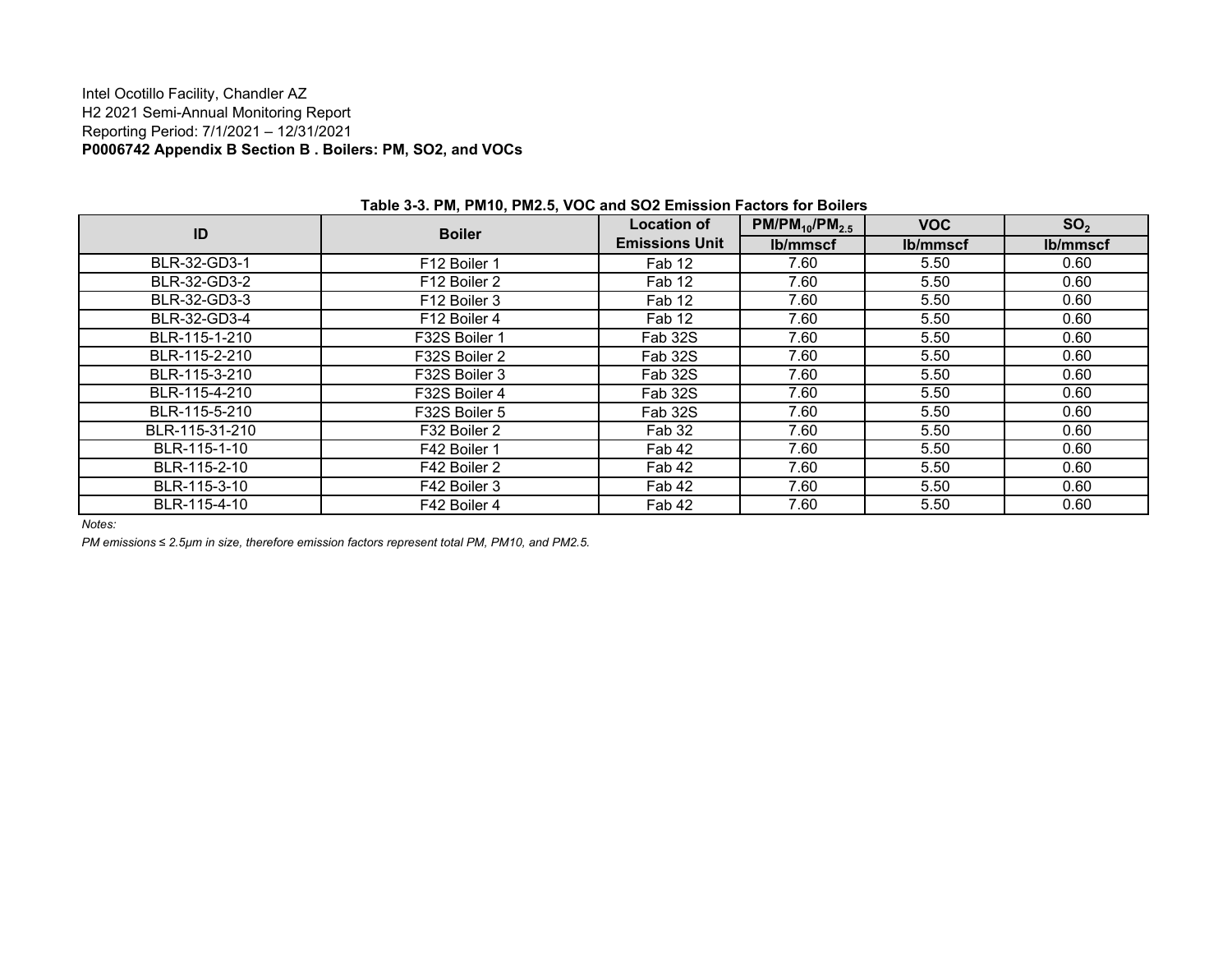Intel Ocotillo Facility, Chandler AZ
H2 2021 Semi-Annual Monitoring Report
Reporting Period: 7/1/2021 – 12/31/2021
**P0006742 Appendix B Section B . Boilers: PM, SO2, and VOCs**

**Table 3-3. PM, PM10, PM2.5, VOC and SO2 Emission Factors for Boilers**

| ID | Boiler | Location of Emissions Unit | $PM/PM_{10}/PM_{2.5}$ | VOC | $SO_2$ |
|---|---|---|---|---|---|
| | | | lb/mmscf | lb/mmscf | lb/mmscf |
| BLR-32-GD3-1 | F12 Boiler 1 | Fab 12 | 7.60 | 5.50 | 0.60 |
| BLR-32-GD3-2 | F12 Boiler 2 | Fab 12 | 7.60 | 5.50 | 0.60 |
| BLR-32-GD3-3 | F12 Boiler 3 | Fab 12 | 7.60 | 5.50 | 0.60 |
| BLR-32-GD3-4 | F12 Boiler 4 | Fab 12 | 7.60 | 5.50 | 0.60 |
| BLR-115-1-210 | F32S Boiler 1 | Fab 32S | 7.60 | 5.50 | 0.60 |
| BLR-115-2-210 | F32S Boiler 2 | Fab 32S | 7.60 | 5.50 | 0.60 |
| BLR-115-3-210 | F32S Boiler 3 | Fab 32S | 7.60 | 5.50 | 0.60 |
| BLR-115-4-210 | F32S Boiler 4 | Fab 32S | 7.60 | 5.50 | 0.60 |
| BLR-115-5-210 | F32S Boiler 5 | Fab 32S | 7.60 | 5.50 | 0.60 |
| BLR-115-31-210 | F32 Boiler 2 | Fab 32 | 7.60 | 5.50 | 0.60 |
| BLR-115-1-10 | F42 Boiler 1 | Fab 42 | 7.60 | 5.50 | 0.60 |
| BLR-115-2-10 | F42 Boiler 2 | Fab 42 | 7.60 | 5.50 | 0.60 |
| BLR-115-3-10 | F42 Boiler 3 | Fab 42 | 7.60 | 5.50 | 0.60 |
| BLR-115-4-10 | F42 Boiler 4 | Fab 42 | 7.60 | 5.50 | 0.60 |

*Notes:*

*PM emissions ≤ 2.5μm in size, therefore emission factors represent total PM, PM10, and PM2.5.*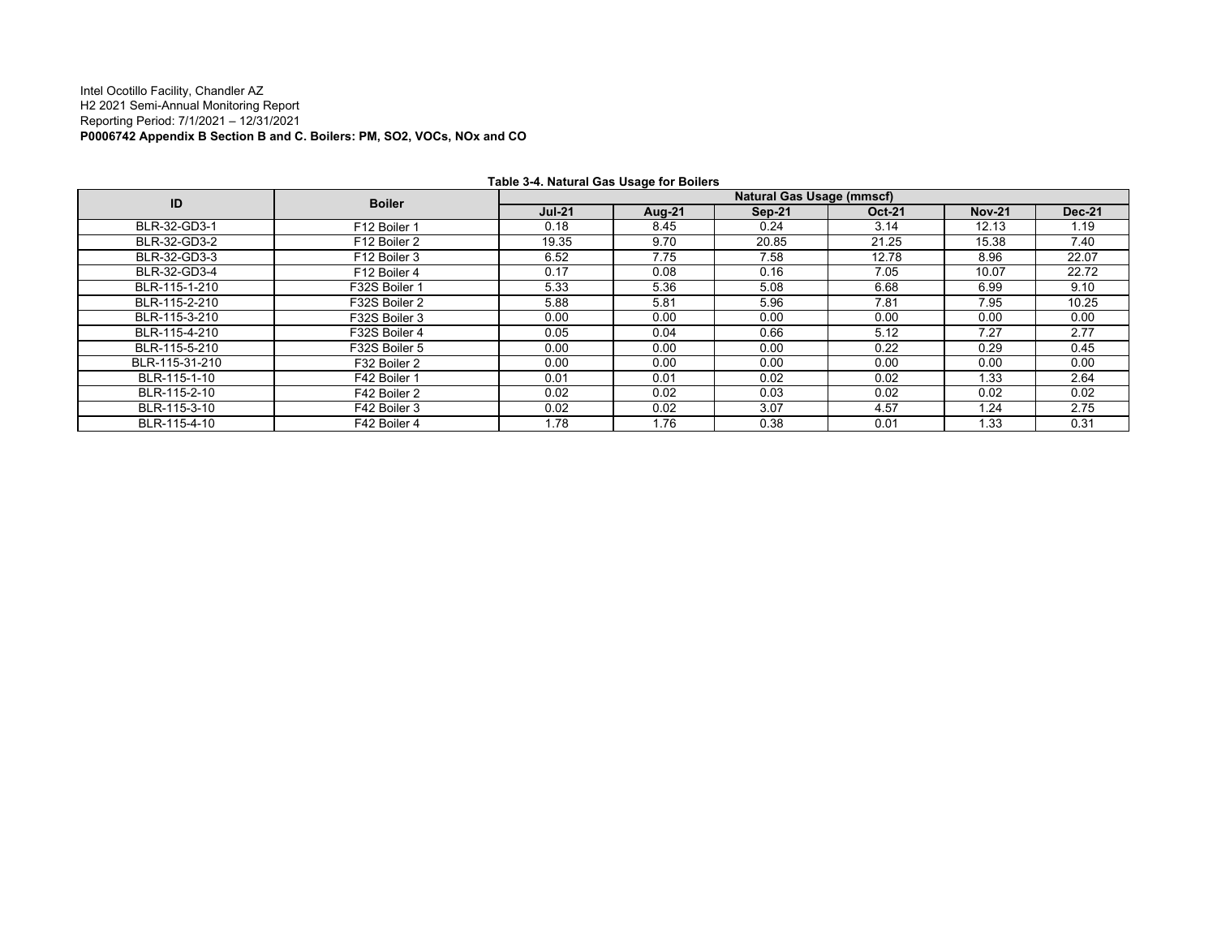Intel Ocotillo Facility, Chandler AZ
H2 2021 Semi-Annual Monitoring Report
Reporting Period: 7/1/2021 – 12/31/2021
**P0006742 Appendix B Section B and C. Boilers: PM, $SO_2$, VOCs, NOx and CO**

**Table 3-4. Natural Gas Usage for Boilers**

| ID | Boiler | Natural Gas Usage (mmscf) | | | | | |
|---|---|---|---|---|---|---|---|
| | | **Jul-21** | **Aug-21** | **Sep-21** | **Oct-21** | **Nov-21** | **Dec-21** |
| BLR-32-GD3-1 | F12 Boiler 1 | 0.18 | 8.45 | 0.24 | 3.14 | 12.13 | 1.19 |
| BLR-32-GD3-2 | F12 Boiler 2 | 19.35 | 9.70 | 20.85 | 21.25 | 15.38 | 7.40 |
| BLR-32-GD3-3 | F12 Boiler 3 | 6.52 | 7.75 | 7.58 | 12.78 | 8.96 | 22.07 |
| BLR-32-GD3-4 | F12 Boiler 4 | 0.17 | 0.08 | 0.16 | 7.05 | 10.07 | 22.72 |
| BLR-115-1-210 | F32S Boiler 1 | 5.33 | 5.36 | 5.08 | 6.68 | 6.99 | 9.10 |
| BLR-115-2-210 | F32S Boiler 2 | 5.88 | 5.81 | 5.96 | 7.81 | 7.95 | 10.25 |
| BLR-115-3-210 | F32S Boiler 3 | 0.00 | 0.00 | 0.00 | 0.00 | 0.00 | 0.00 |
| BLR-115-4-210 | F32S Boiler 4 | 0.05 | 0.04 | 0.66 | 5.12 | 7.27 | 2.77 |
| BLR-115-5-210 | F32S Boiler 5 | 0.00 | 0.00 | 0.00 | 0.22 | 0.29 | 0.45 |
| BLR-115-31-210 | F32 Boiler 2 | 0.00 | 0.00 | 0.00 | 0.00 | 0.00 | 0.00 |
| BLR-115-1-10 | F42 Boiler 1 | 0.01 | 0.01 | 0.02 | 0.02 | 1.33 | 2.64 |
| BLR-115-2-10 | F42 Boiler 2 | 0.02 | 0.02 | 0.03 | 0.02 | 0.02 | 0.02 |
| BLR-115-3-10 | F42 Boiler 3 | 0.02 | 0.02 | 3.07 | 4.57 | 1.24 | 2.75 |
| BLR-115-4-10 | F42 Boiler 4 | 1.78 | 1.76 | 0.38 | 0.01 | 1.33 | 0.31 |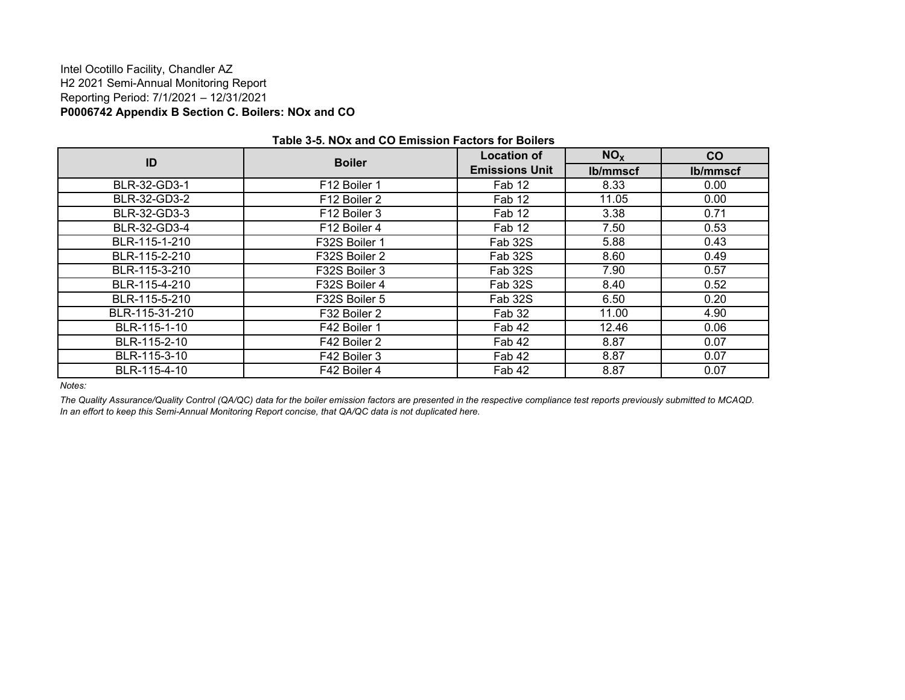Intel Ocotillo Facility, Chandler AZ
H2 2021 Semi-Annual Monitoring Report
Reporting Period: 7/1/2021 – 12/31/2021
**P0006742 Appendix B Section C. Boilers: NOx and CO**

**Table 3-5. NOx and CO Emission Factors for Boilers**

| ID | Boiler | Location of Emissions Unit | $NO_X$ | CO |
|---|---|---|---|---|
| | | | lb/mmscf | lb/mmscf |
| BLR-32-GD3-1 | F12 Boiler 1 | Fab 12 | 8.33 | 0.00 |
| BLR-32-GD3-2 | F12 Boiler 2 | Fab 12 | 11.05 | 0.00 |
| BLR-32-GD3-3 | F12 Boiler 3 | Fab 12 | 3.38 | 0.71 |
| BLR-32-GD3-4 | F12 Boiler 4 | Fab 12 | 7.50 | 0.53 |
| BLR-115-1-210 | F32S Boiler 1 | Fab 32S | 5.88 | 0.43 |
| BLR-115-2-210 | F32S Boiler 2 | Fab 32S | 8.60 | 0.49 |
| BLR-115-3-210 | F32S Boiler 3 | Fab 32S | 7.90 | 0.57 |
| BLR-115-4-210 | F32S Boiler 4 | Fab 32S | 8.40 | 0.52 |
| BLR-115-5-210 | F32S Boiler 5 | Fab 32S | 6.50 | 0.20 |
| BLR-115-31-210 | F32 Boiler 2 | Fab 32 | 11.00 | 4.90 |
| BLR-115-1-10 | F42 Boiler 1 | Fab 42 | 12.46 | 0.06 |
| BLR-115-2-10 | F42 Boiler 2 | Fab 42 | 8.87 | 0.07 |
| BLR-115-3-10 | F42 Boiler 3 | Fab 42 | 8.87 | 0.07 |
| BLR-115-4-10 | F42 Boiler 4 | Fab 42 | 8.87 | 0.07 |

*Notes:*

*The Quality Assurance/Quality Control (QA/QC) data for the boiler emission factors are presented in the respective compliance test reports previously submitted to MCAQD. In an effort to keep this Semi-Annual Monitoring Report concise, that QA/QC data is not duplicated here.*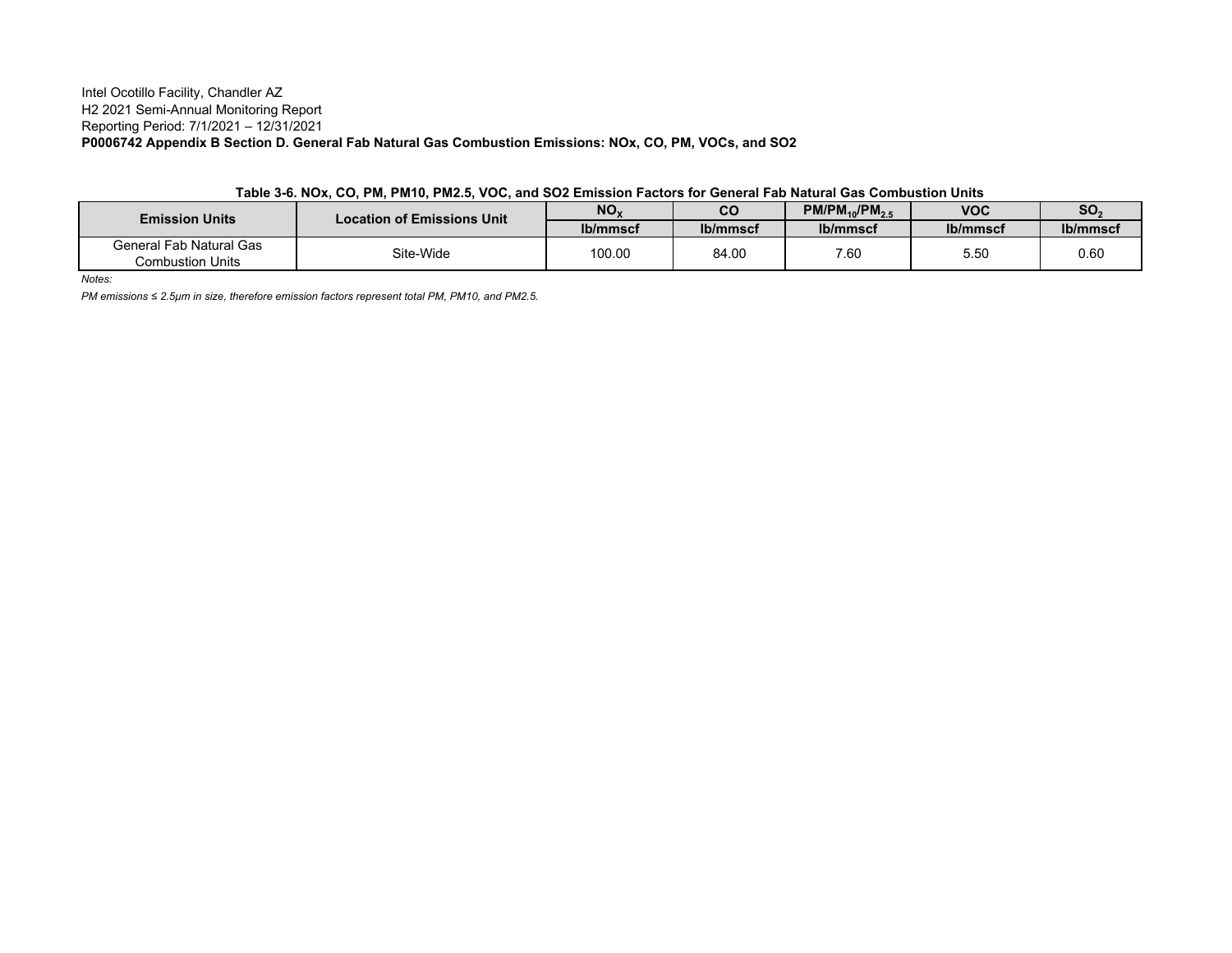Intel Ocotillo Facility, Chandler AZ
H2 2021 Semi-Annual Monitoring Report
Reporting Period: 7/1/2021 – 12/31/2021
**P0006742 Appendix B Section D. General Fab Natural Gas Combustion Emissions: NOx, CO, PM, VOCs, and SO2**

**Table 3-6. NOx, CO, PM, PM10, PM2.5, VOC, and SO2 Emission Factors for General Fab Natural Gas Combustion Units**

| Emission Units | Location of Emissions Unit | $NO_X$ | CO | $PM/PM_{10}/PM_{2.5}$ | VOC | $SO_2$ |
|---|---|---|---|---|---|---|
| | | lb/mmscf | lb/mmscf | lb/mmscf | lb/mmscf | lb/mmscf |
| General Fab Natural Gas Combustion Units | Site-Wide | 100.00 | 84.00 | 7.60 | 5.50 | 0.60 |

*Notes:*

*PM emissions ≤ 2.5μm in size, therefore emission factors represent total PM, PM10, and PM2.5.*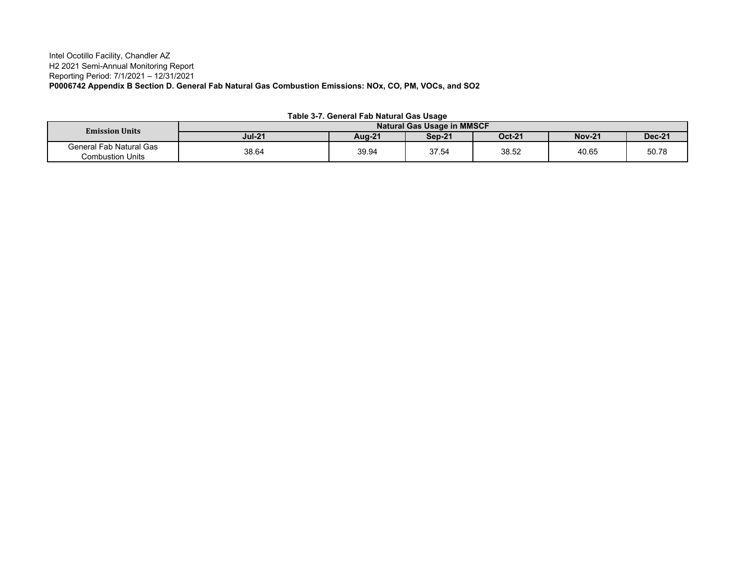Intel Ocotillo Facility, Chandler AZ
H2 2021 Semi-Annual Monitoring Report
Reporting Period: 7/1/2021 – 12/31/2021

**P0006742 Appendix B Section D. General Fab Natural Gas Combustion Emissions: NOx, CO, PM, VOCs, and SO2**

**Table 3-7. General Fab Natural Gas Usage**

| Emission Units | Natural Gas Usage in MMSCF | | | | | |
|---|---|---|---|---|---|---|
| | Jul-21 | Aug-21 | Sep-21 | Oct-21 | Nov-21 | Dec-21 |
| General Fab Natural Gas Combustion Units | 38.64 | 39.94 | 37.54 | 38.52 | 40.65 | 50.78 |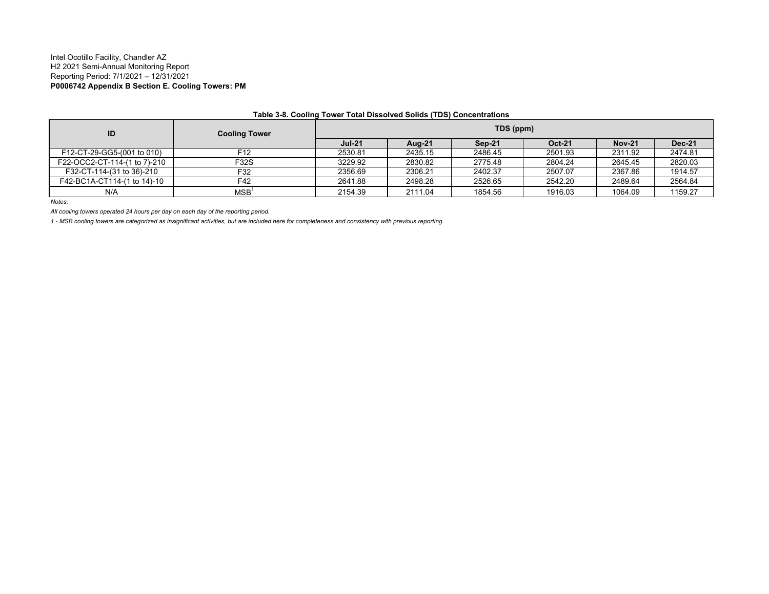Intel Ocotillo Facility, Chandler AZ
H2 2021 Semi-Annual Monitoring Report
Reporting Period: 7/1/2021 – 12/31/2021
**P0006742 Appendix B Section E. Cooling Towers: PM**

**Table 3-8. Cooling Tower Total Dissolved Solids (TDS) Concentrations**

| ID | Cooling Tower | TDS (ppm) | | | | | |
|---|---|---|---|---|---|---|---|
| | | Jul-21 | Aug-21 | Sep-21 | Oct-21 | Nov-21 | Dec-21 |
| F12-CT-29-GG5-(001 to 010) | F12 | 2530.81 | 2435.15 | 2486.45 | 2501.93 | 2311.92 | 2474.81 |
| F22-OCC2-CT-114-(1 to 7)-210 | F32S | 3229.92 | 2830.82 | 2775.48 | 2804.24 | 2645.45 | 2820.03 |
| F32-CT-114-(31 to 36)-210 | F32 | 2356.69 | 2306.21 | 2402.37 | 2507.07 | 2367.86 | 1914.57 |
| F42-BC1A-CT114-(1 to 14)-10 | F42 | 2641.88 | 2498.28 | 2526.65 | 2542.20 | 2489.64 | 2564.84 |
| N/A | MSB[1] | 2154.39 | 2111.04 | 1854.56 | 1916.03 | 1064.09 | 1159.27 |

*Notes:*

*All cooling towers operated 24 hours per day on each day of the reporting period.*

*1 - MSB cooling towers are categorized as insignificant activities, but are included here for completeness and consistency with previous reporting.*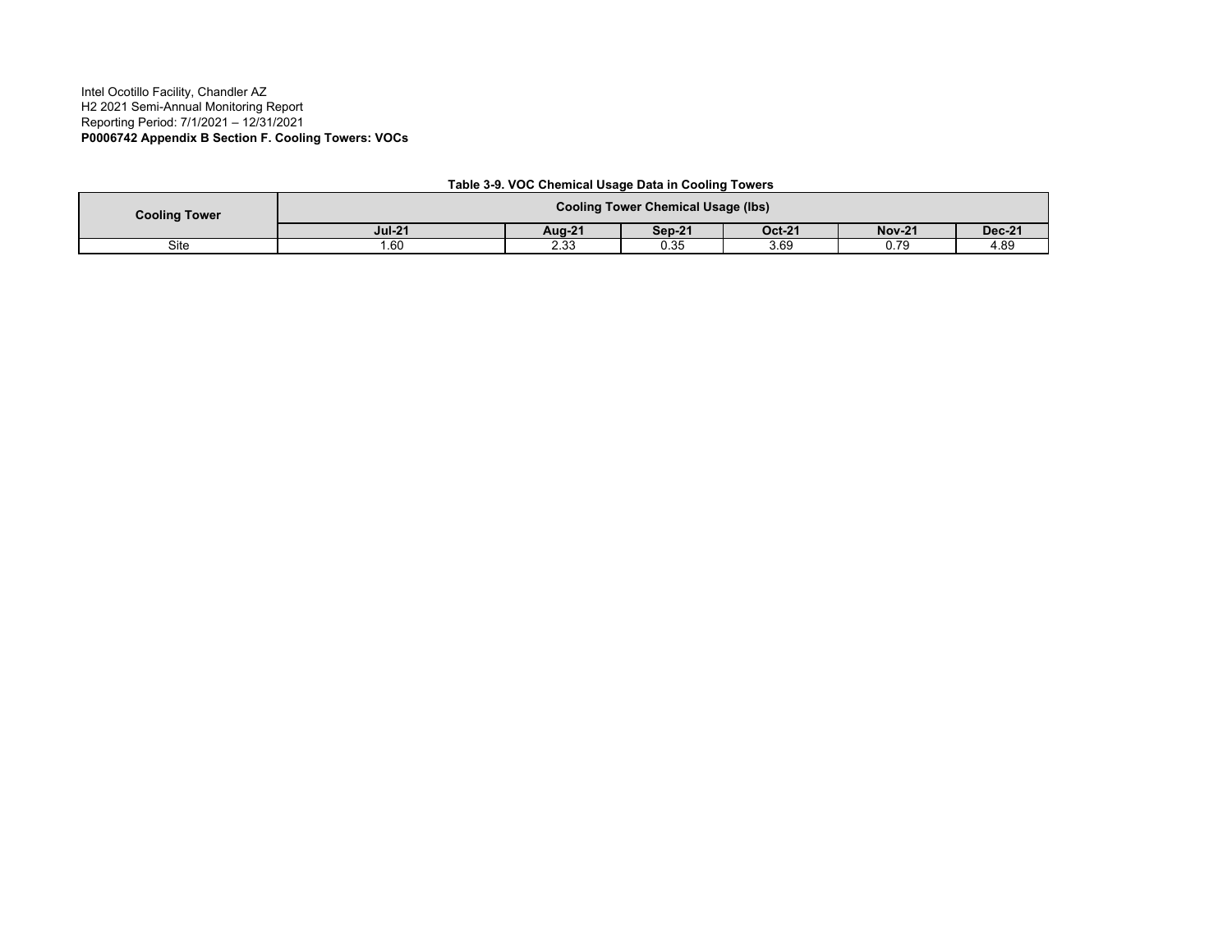Intel Ocotillo Facility, Chandler AZ
H2 2021 Semi-Annual Monitoring Report
Reporting Period: 7/1/2021 – 12/31/2021
**P0006742 Appendix B Section F. Cooling Towers: VOCs**

**Table 3-9. VOC Chemical Usage Data in Cooling Towers**

| Cooling Tower | Cooling Tower Chemical Usage (lbs) | | | | | |
|---|---|---|---|---|---|---|
| | **Jul-21** | **Aug-21** | **Sep-21** | **Oct-21** | **Nov-21** | **Dec-21** |
| Site | 1.60 | 2.33 | 0.35 | 3.69 | 0.79 | 4.89 |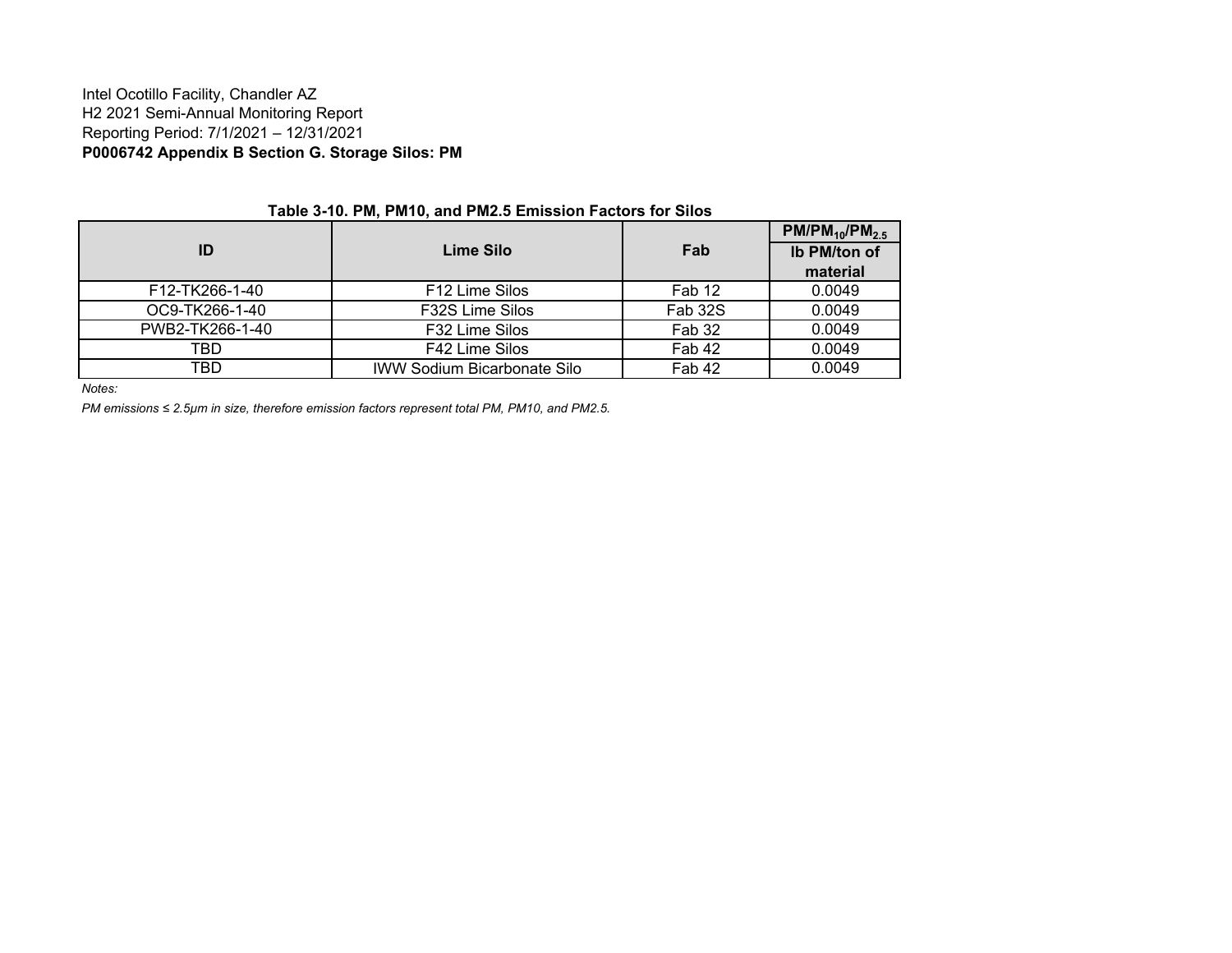Intel Ocotillo Facility, Chandler AZ
H2 2021 Semi-Annual Monitoring Report
Reporting Period: 7/1/2021 – 12/31/2021
**P0006742 Appendix B Section G. Storage Silos: PM**

**Table 3-10. PM, PM10, and PM2.5 Emission Factors for Silos**

| ID | Lime Silo | Fab | $PM/PM_{10}/PM_{2.5}$ |
|---|---|---|---|
| | | | lb PM/ton of material |
| F12-TK266-1-40 | F12 Lime Silos | Fab 12 | 0.0049 |
| OC9-TK266-1-40 | F32S Lime Silos | Fab 32S | 0.0049 |
| PWB2-TK266-1-40 | F32 Lime Silos | Fab 32 | 0.0049 |
| TBD | F42 Lime Silos | Fab 42 | 0.0049 |
| TBD | IWW Sodium Bicarbonate Silo | Fab 42 | 0.0049 |

*Notes:*

*PM emissions ≤ 2.5μm in size, therefore emission factors represent total PM, PM10, and PM2.5.*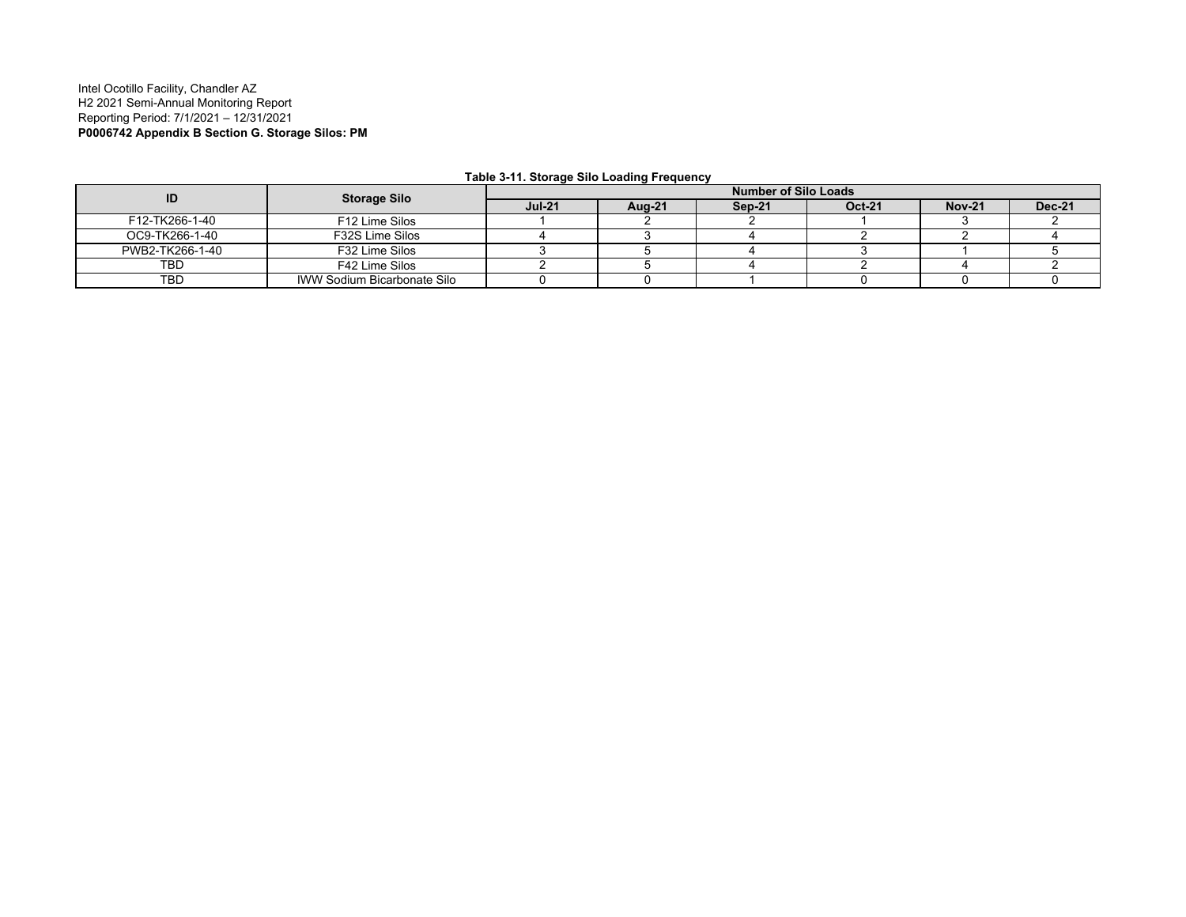Intel Ocotillo Facility, Chandler AZ
H2 2021 Semi-Annual Monitoring Report
Reporting Period: 7/1/2021 – 12/31/2021
**P0006742 Appendix B Section G. Storage Silos: PM**

**Table 3-11. Storage Silo Loading Frequency**

| ID | Storage Silo | Number of Silo Loads | | | | | |
|---|---|---|---|---|---|---|---|
| | | **Jul-21** | **Aug-21** | **Sep-21** | **Oct-21** | **Nov-21** | **Dec-21** |
| F12-TK266-1-40 | F12 Lime Silos | 1 | 2 | 2 | 1 | 3 | 2 |
| OC9-TK266-1-40 | F32S Lime Silos | 4 | 3 | 4 | 2 | 2 | 4 |
| PWB2-TK266-1-40 | F32 Lime Silos | 3 | 5 | 4 | 3 | 1 | 5 |
| TBD | F42 Lime Silos | 2 | 5 | 4 | 2 | 4 | 2 |
| TBD | IWW Sodium Bicarbonate Silo | 0 | 0 | 1 | 0 | 0 | 0 |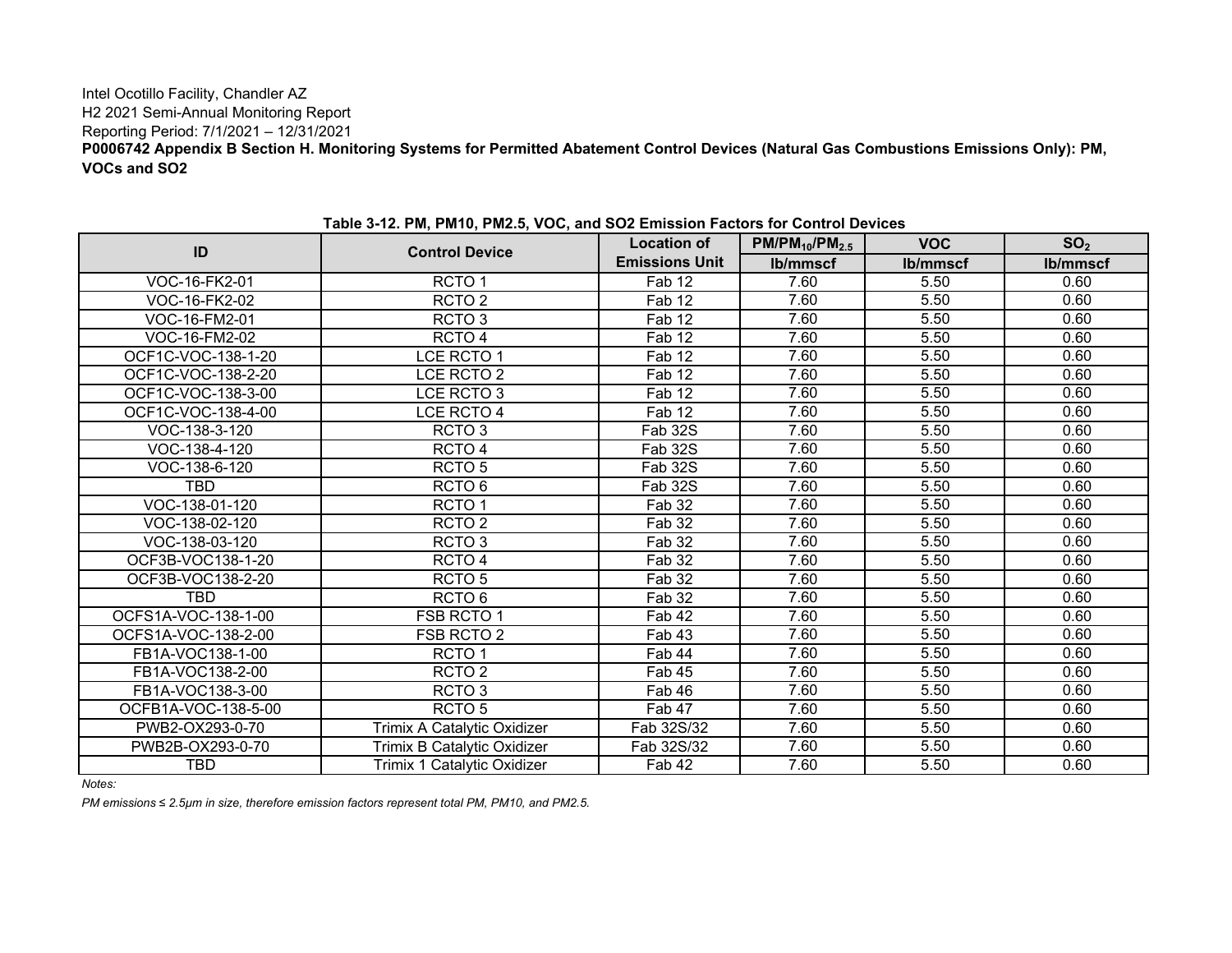Intel Ocotillo Facility, Chandler AZ
H2 2021 Semi-Annual Monitoring Report
Reporting Period: 7/1/2021 – 12/31/2021

**P0006742 Appendix B Section H. Monitoring Systems for Permitted Abatement Control Devices (Natural Gas Combustions Emissions Only): PM, VOCs and SO2**

**Table 3-12. PM, PM10, PM2.5, VOC, and SO2 Emission Factors for Control Devices**

| ID | Control Device | Location of Emissions Unit | $PM/PM_{10}/PM_{2.5}$ lb/mmscf | VOC lb/mmscf | $SO_2$ lb/mmscf |
|---|---|---|---|---|---|
| VOC-16-FK2-01 | RCTO 1 | Fab 12 | 7.60 | 5.50 | 0.60 |
| VOC-16-FK2-02 | RCTO 2 | Fab 12 | 7.60 | 5.50 | 0.60 |
| VOC-16-FM2-01 | RCTO 3 | Fab 12 | 7.60 | 5.50 | 0.60 |
| VOC-16-FM2-02 | RCTO 4 | Fab 12 | 7.60 | 5.50 | 0.60 |
| OCF1C-VOC-138-1-20 | LCE RCTO 1 | Fab 12 | 7.60 | 5.50 | 0.60 |
| OCF1C-VOC-138-2-20 | LCE RCTO 2 | Fab 12 | 7.60 | 5.50 | 0.60 |
| OCF1C-VOC-138-3-00 | LCE RCTO 3 | Fab 12 | 7.60 | 5.50 | 0.60 |
| OCF1C-VOC-138-4-00 | LCE RCTO 4 | Fab 12 | 7.60 | 5.50 | 0.60 |
| VOC-138-3-120 | RCTO 3 | Fab 32S | 7.60 | 5.50 | 0.60 |
| VOC-138-4-120 | RCTO 4 | Fab 32S | 7.60 | 5.50 | 0.60 |
| VOC-138-6-120 | RCTO 5 | Fab 32S | 7.60 | 5.50 | 0.60 |
| TBD | RCTO 6 | Fab 32S | 7.60 | 5.50 | 0.60 |
| VOC-138-01-120 | RCTO 1 | Fab 32 | 7.60 | 5.50 | 0.60 |
| VOC-138-02-120 | RCTO 2 | Fab 32 | 7.60 | 5.50 | 0.60 |
| VOC-138-03-120 | RCTO 3 | Fab 32 | 7.60 | 5.50 | 0.60 |
| OCF3B-VOC138-1-20 | RCTO 4 | Fab 32 | 7.60 | 5.50 | 0.60 |
| OCF3B-VOC138-2-20 | RCTO 5 | Fab 32 | 7.60 | 5.50 | 0.60 |
| TBD | RCTO 6 | Fab 32 | 7.60 | 5.50 | 0.60 |
| OCFS1A-VOC-138-1-00 | FSB RCTO 1 | Fab 42 | 7.60 | 5.50 | 0.60 |
| OCFS1A-VOC-138-2-00 | FSB RCTO 2 | Fab 43 | 7.60 | 5.50 | 0.60 |
| FB1A-VOC138-1-00 | RCTO 1 | Fab 44 | 7.60 | 5.50 | 0.60 |
| FB1A-VOC138-2-00 | RCTO 2 | Fab 45 | 7.60 | 5.50 | 0.60 |
| FB1A-VOC138-3-00 | RCTO 3 | Fab 46 | 7.60 | 5.50 | 0.60 |
| OCFB1A-VOC-138-5-00 | RCTO 5 | Fab 47 | 7.60 | 5.50 | 0.60 |
| PWB2-OX293-0-70 | Trimix A Catalytic Oxidizer | Fab 32S/32 | 7.60 | 5.50 | 0.60 |
| PWB2B-OX293-0-70 | Trimix B Catalytic Oxidizer | Fab 32S/32 | 7.60 | 5.50 | 0.60 |
| TBD | Trimix 1 Catalytic Oxidizer | Fab 42 | 7.60 | 5.50 | 0.60 |

*Notes:*

*PM emissions ≤ 2.5µm in size, therefore emission factors represent total PM, PM10, and PM2.5.*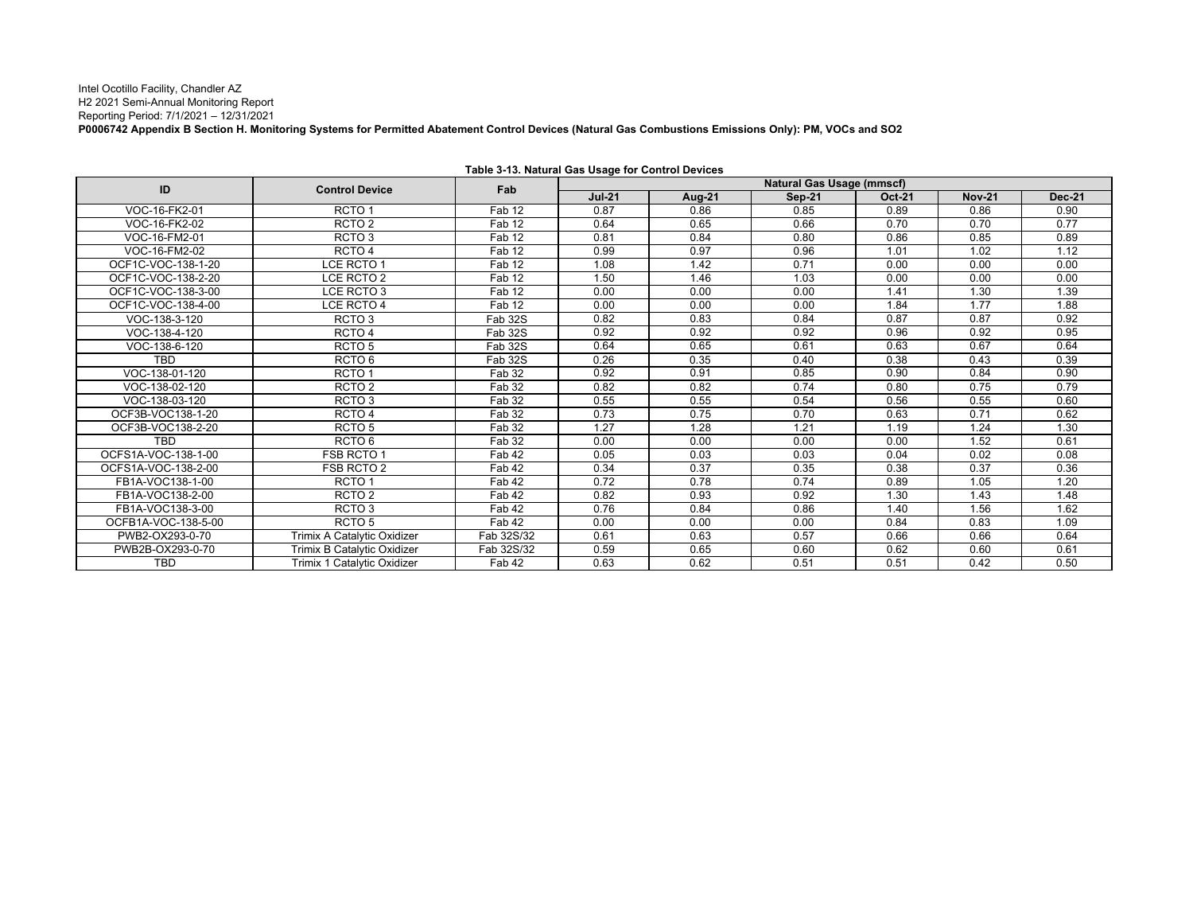Intel Ocotillo Facility, Chandler AZ
H2 2021 Semi-Annual Monitoring Report
Reporting Period: 7/1/2021 – 12/31/2021
**P0006742 Appendix B Section H. Monitoring Systems for Permitted Abatement Control Devices (Natural Gas Combustions Emissions Only): PM, VOCs and SO2**

**Table 3-13. Natural Gas Usage for Control Devices**

| ID | Control Device | Fab | Natural Gas Usage (mmscf) | | | | | |
|---|---|---|---|---|---|---|---|---|
| | | | **Jul-21** | **Aug-21** | **Sep-21** | **Oct-21** | **Nov-21** | **Dec-21** |
| VOC-16-FK2-01 | RCTO 1 | Fab 12 | 0.87 | 0.86 | 0.85 | 0.89 | 0.86 | 0.90 |
| VOC-16-FK2-02 | RCTO 2 | Fab 12 | 0.64 | 0.65 | 0.66 | 0.70 | 0.70 | 0.77 |
| VOC-16-FM2-01 | RCTO 3 | Fab 12 | 0.81 | 0.84 | 0.80 | 0.86 | 0.85 | 0.89 |
| VOC-16-FM2-02 | RCTO 4 | Fab 12 | 0.99 | 0.97 | 0.96 | 1.01 | 1.02 | 1.12 |
| OCF1C-VOC-138-1-20 | LCE RCTO 1 | Fab 12 | 1.08 | 1.42 | 0.71 | 0.00 | 0.00 | 0.00 |
| OCF1C-VOC-138-2-20 | LCE RCTO 2 | Fab 12 | 1.50 | 1.46 | 1.03 | 0.00 | 0.00 | 0.00 |
| OCF1C-VOC-138-3-00 | LCE RCTO 3 | Fab 12 | 0.00 | 0.00 | 0.00 | 1.41 | 1.30 | 1.39 |
| OCF1C-VOC-138-4-00 | LCE RCTO 4 | Fab 12 | 0.00 | 0.00 | 0.00 | 1.84 | 1.77 | 1.88 |
| VOC-138-3-120 | RCTO 3 | Fab 32S | 0.82 | 0.83 | 0.84 | 0.87 | 0.87 | 0.92 |
| VOC-138-4-120 | RCTO 4 | Fab 32S | 0.92 | 0.92 | 0.92 | 0.96 | 0.92 | 0.95 |
| VOC-138-6-120 | RCTO 5 | Fab 32S | 0.64 | 0.65 | 0.61 | 0.63 | 0.67 | 0.64 |
| TBD | RCTO 6 | Fab 32S | 0.26 | 0.35 | 0.40 | 0.38 | 0.43 | 0.39 |
| VOC-138-01-120 | RCTO 1 | Fab 32 | 0.92 | 0.91 | 0.85 | 0.90 | 0.84 | 0.90 |
| VOC-138-02-120 | RCTO 2 | Fab 32 | 0.82 | 0.82 | 0.74 | 0.80 | 0.75 | 0.79 |
| VOC-138-03-120 | RCTO 3 | Fab 32 | 0.55 | 0.55 | 0.54 | 0.56 | 0.55 | 0.60 |
| OCF3B-VOC138-1-20 | RCTO 4 | Fab 32 | 0.73 | 0.75 | 0.70 | 0.63 | 0.71 | 0.62 |
| OCF3B-VOC138-2-20 | RCTO 5 | Fab 32 | 1.27 | 1.28 | 1.21 | 1.19 | 1.24 | 1.30 |
| TBD | RCTO 6 | Fab 32 | 0.00 | 0.00 | 0.00 | 0.00 | 1.52 | 0.61 |
| OCFS1A-VOC-138-1-00 | FSB RCTO 1 | Fab 42 | 0.05 | 0.03 | 0.03 | 0.04 | 0.02 | 0.08 |
| OCFS1A-VOC-138-2-00 | FSB RCTO 2 | Fab 42 | 0.34 | 0.37 | 0.35 | 0.38 | 0.37 | 0.36 |
| FB1A-VOC138-1-00 | RCTO 1 | Fab 42 | 0.72 | 0.78 | 0.74 | 0.89 | 1.05 | 1.20 |
| FB1A-VOC138-2-00 | RCTO 2 | Fab 42 | 0.82 | 0.93 | 0.92 | 1.30 | 1.43 | 1.48 |
| FB1A-VOC138-3-00 | RCTO 3 | Fab 42 | 0.76 | 0.84 | 0.86 | 1.40 | 1.56 | 1.62 |
| OCFB1A-VOC-138-5-00 | RCTO 5 | Fab 42 | 0.00 | 0.00 | 0.00 | 0.84 | 0.83 | 1.09 |
| PWB2-OX293-0-70 | Trimix A Catalytic Oxidizer | Fab 32S/32 | 0.61 | 0.63 | 0.57 | 0.66 | 0.66 | 0.64 |
| PWB2B-OX293-0-70 | Trimix B Catalytic Oxidizer | Fab 32S/32 | 0.59 | 0.65 | 0.60 | 0.62 | 0.60 | 0.61 |
| TBD | Trimix 1 Catalytic Oxidizer | Fab 42 | 0.63 | 0.62 | 0.51 | 0.51 | 0.42 | 0.50 |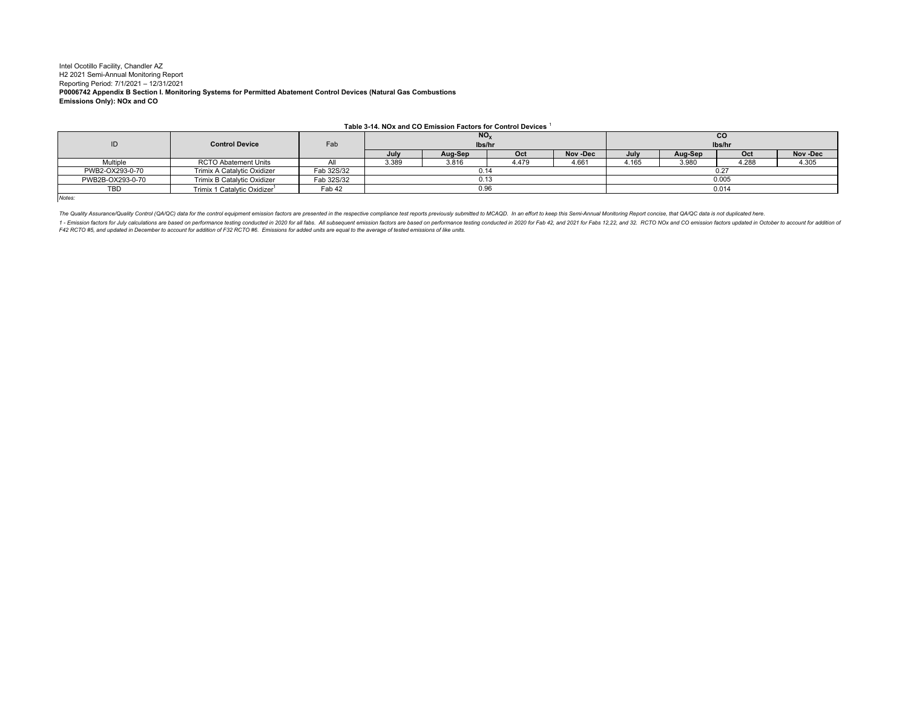Intel Ocotillo Facility, Chandler AZ
H2 2021 Semi-Annual Monitoring Report
Reporting Period: 7/1/2021 – 12/31/2021

**P0006742 Appendix B Section I. Monitoring Systems for Permitted Abatement Control Devices (Natural Gas Combustions Emissions Only): NOx and CO**

**Table 3-14. NOx and CO Emission Factors for Control Devices [1]**

| ID | Control Device | Fab | $NO_X$ lbs/hr | | | | CO lbs/hr | | | |
|---|---|---|---|---|---|---|---|---|---|---|
| | | | July | Aug-Sep | Oct | Nov -Dec | July | Aug-Sep | Oct | Nov -Dec |
| Multiple | RCTO Abatement Units | All | 3.389 | 3.816 | 4.479 | 4.661 | 4.165 | 3.980 | 4.288 | 4.305 |
| PWB2-OX293-0-70 | Trimix A Catalytic Oxidizer | Fab 32S/32 | 0.14 | | | | 0.27 | | | |
| PWB2B-OX293-0-70 | Trimix B Catalytic Oxidizer | Fab 32S/32 | 0.13 | | | | 0.005 | | | |
| TBD | Trimix 1 Catalytic Oxidizer[1] | Fab 42 | 0.96 | | | | 0.014 | | | |

*Notes:*

*The Quality Assurance/Quality Control (QA/QC) data for the control equipment emission factors are presented in the respective compliance test reports previously submitted to MCAQD. In an effort to keep this Semi-Annual Monitoring Report concise, that QA/QC data is not duplicated here.*

*1 - Emission factors for July calculations are based on performance testing conducted in 2020 for all fabs. All subsequent emission factors are based on performance testing conducted in 2020 for Fab 42, and 2021 for Fabs 12,22, and 32. RCTO NOx and CO emission factors updated in October to account for addition of F42 RCTO #5, and updated in December to account for addition of F32 RCTO #6. Emissions for added units are equal to the average of tested emissions of like units.*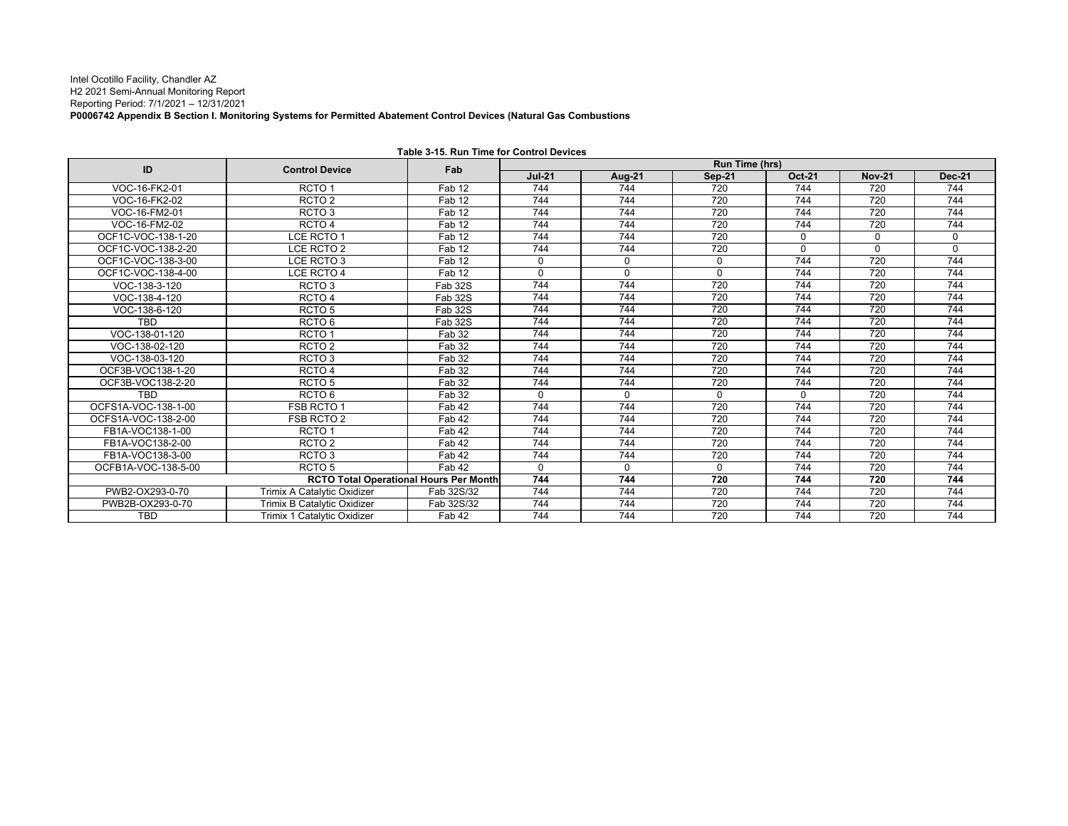Intel Ocotillo Facility, Chandler AZ
H2 2021 Semi-Annual Monitoring Report
Reporting Period: 7/1/2021 – 12/31/2021
**P0006742 Appendix B Section I. Monitoring Systems for Permitted Abatement Control Devices (Natural Gas Combustions**

**Table 3-15. Run Time for Control Devices**

| ID | Control Device | Fab | Run Time (hrs) | | | | | |
|---|---|---|---|---|---|---|---|---|
| | | | **Jul-21** | **Aug-21** | **Sep-21** | **Oct-21** | **Nov-21** | **Dec-21** |
| VOC-16-FK2-01 | RCTO 1 | Fab 12 | 744 | 744 | 720 | 744 | 720 | 744 |
| VOC-16-FK2-02 | RCTO 2 | Fab 12 | 744 | 744 | 720 | 744 | 720 | 744 |
| VOC-16-FM2-01 | RCTO 3 | Fab 12 | 744 | 744 | 720 | 744 | 720 | 744 |
| VOC-16-FM2-02 | RCTO 4 | Fab 12 | 744 | 744 | 720 | 744 | 720 | 744 |
| OCF1C-VOC-138-1-20 | LCE RCTO 1 | Fab 12 | 744 | 744 | 720 | 0 | 0 | 0 |
| OCF1C-VOC-138-2-20 | LCE RCTO 2 | Fab 12 | 744 | 744 | 720 | 0 | 0 | 0 |
| OCF1C-VOC-138-3-00 | LCE RCTO 3 | Fab 12 | 0 | 0 | 0 | 744 | 720 | 744 |
| OCF1C-VOC-138-4-00 | LCE RCTO 4 | Fab 12 | 0 | 0 | 0 | 744 | 720 | 744 |
| VOC-138-3-120 | RCTO 3 | Fab 32S | 744 | 744 | 720 | 744 | 720 | 744 |
| VOC-138-4-120 | RCTO 4 | Fab 32S | 744 | 744 | 720 | 744 | 720 | 744 |
| VOC-138-6-120 | RCTO 5 | Fab 32S | 744 | 744 | 720 | 744 | 720 | 744 |
| TBD | RCTO 6 | Fab 32S | 744 | 744 | 720 | 744 | 720 | 744 |
| VOC-138-01-120 | RCTO 1 | Fab 32 | 744 | 744 | 720 | 744 | 720 | 744 |
| VOC-138-02-120 | RCTO 2 | Fab 32 | 744 | 744 | 720 | 744 | 720 | 744 |
| VOC-138-03-120 | RCTO 3 | Fab 32 | 744 | 744 | 720 | 744 | 720 | 744 |
| OCF3B-VOC138-1-20 | RCTO 4 | Fab 32 | 744 | 744 | 720 | 744 | 720 | 744 |
| OCF3B-VOC138-2-20 | RCTO 5 | Fab 32 | 744 | 744 | 720 | 744 | 720 | 744 |
| TBD | RCTO 6 | Fab 32 | 0 | 0 | 0 | 0 | 720 | 744 |
| OCFS1A-VOC-138-1-00 | FSB RCTO 1 | Fab 42 | 744 | 744 | 720 | 744 | 720 | 744 |
| OCFS1A-VOC-138-2-00 | FSB RCTO 2 | Fab 42 | 744 | 744 | 720 | 744 | 720 | 744 |
| FB1A-VOC138-1-00 | RCTO 1 | Fab 42 | 744 | 744 | 720 | 744 | 720 | 744 |
| FB1A-VOC138-2-00 | RCTO 2 | Fab 42 | 744 | 744 | 720 | 744 | 720 | 744 |
| FB1A-VOC138-3-00 | RCTO 3 | Fab 42 | 744 | 744 | 720 | 744 | 720 | 744 |
| OCFB1A-VOC-138-5-00 | RCTO 5 | Fab 42 | 0 | 0 | 0 | 744 | 720 | 744 |
| **RCTO Total Operational Hours Per Month** | | | **744** | **744** | **720** | **744** | **720** | **744** |
| PWB2-OX293-0-70 | Trimix A Catalytic Oxidizer | Fab 32S/32 | 744 | 744 | 720 | 744 | 720 | 744 |
| PWB2B-OX293-0-70 | Trimix B Catalytic Oxidizer | Fab 32S/32 | 744 | 744 | 720 | 744 | 720 | 744 |
| TBD | Trimix 1 Catalytic Oxidizer | Fab 42 | 744 | 744 | 720 | 744 | 720 | 744 |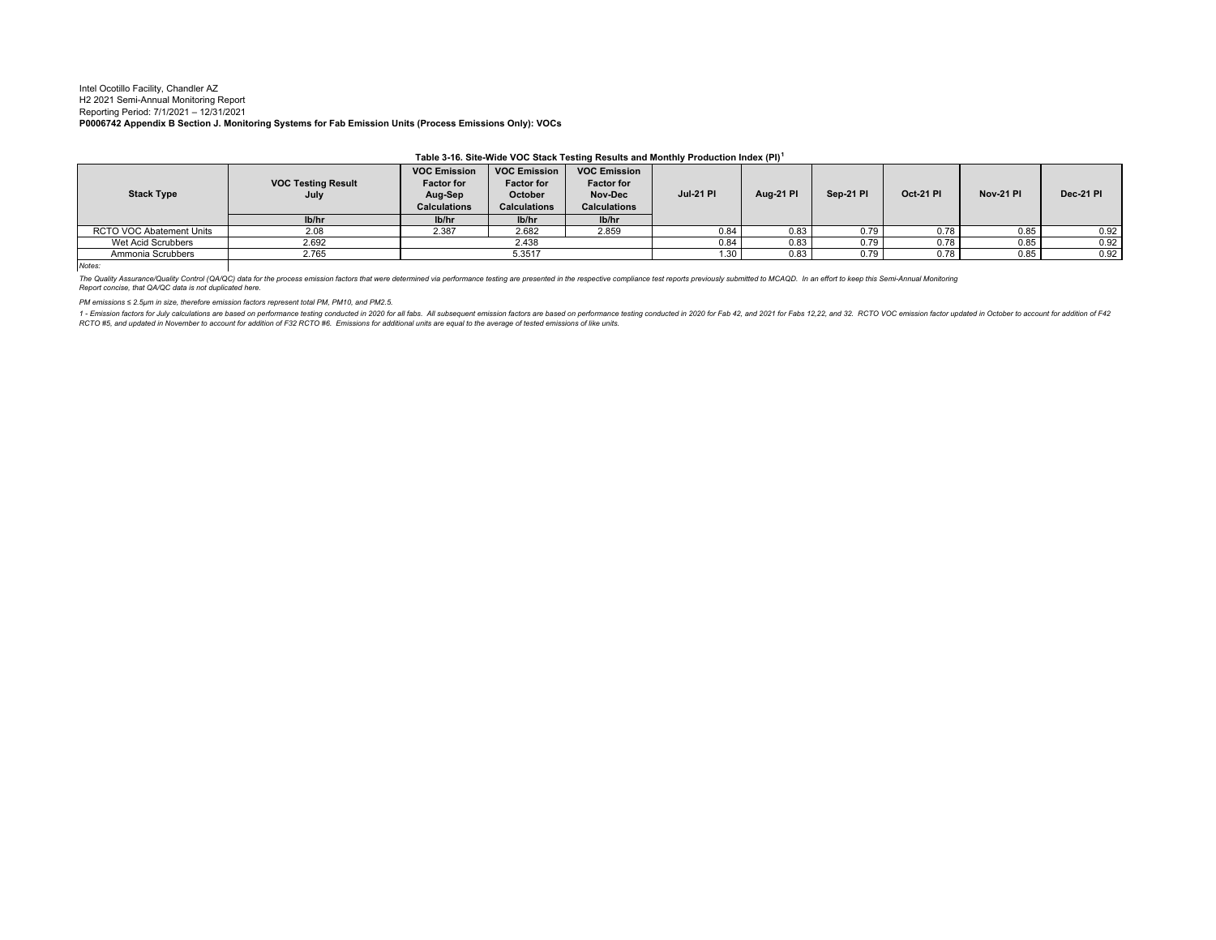Intel Ocotillo Facility, Chandler AZ
H2 2021 Semi-Annual Monitoring Report
Reporting Period: 7/1/2021 – 12/31/2021
**P0006742 Appendix B Section J. Monitoring Systems for Fab Emission Units (Process Emissions Only): VOCs**

**Table 3-16. Site-Wide VOC Stack Testing Results and Monthly Production Index (PI)[1]**

| Stack Type | VOC Testing Result July | VOC Emission Factor for Aug-Sep Calculations | VOC Emission Factor for October Calculations | VOC Emission Factor for Nov-Dec Calculations | Jul-21 PI | Aug-21 PI | Sep-21 PI | Oct-21 PI | Nov-21 PI | Dec-21 PI |
|---|---|---|---|---|---|---|---|---|---|---|
| | lb/hr | lb/hr | lb/hr | lb/hr | | | | | | |
| RCTO VOC Abatement Units | 2.08 | 2.387 | 2.682 | 2.859 | 0.84 | 0.83 | 0.79 | 0.78 | 0.85 | 0.92 |
| Wet Acid Scrubbers | 2.692 | 2.438 | | | 0.84 | 0.83 | 0.79 | 0.78 | 0.85 | 0.92 |
| Ammonia Scrubbers | 2.765 | 5.3517 | | | 1.30 | 0.83 | 0.79 | 0.78 | 0.85 | 0.92 |

*Notes:*

*The Quality Assurance/Quality Control (QA/QC) data for the process emission factors that were determined via performance testing are presented in the respective compliance test reports previously submitted to MCAQD. In an effort to keep this Semi-Annual Monitoring Report concise, that QA/QC data is not duplicated here.*

*PM emissions ≤ 2.5μm in size, therefore emission factors represent total PM, PM10, and PM2.5.*

*1 - Emission factors for July calculations are based on performance testing conducted in 2020 for all fabs. All subsequent emission factors are based on performance testing conducted in 2020 for Fab 42, and 2021 for Fabs 12,22, and 32. RCTO VOC emission factor updated in October to account for addition of F42 RCTO #5, and updated in November to account for addition of F32 RCTO #6. Emissions for additional units are equal to the average of tested emissions of like units.*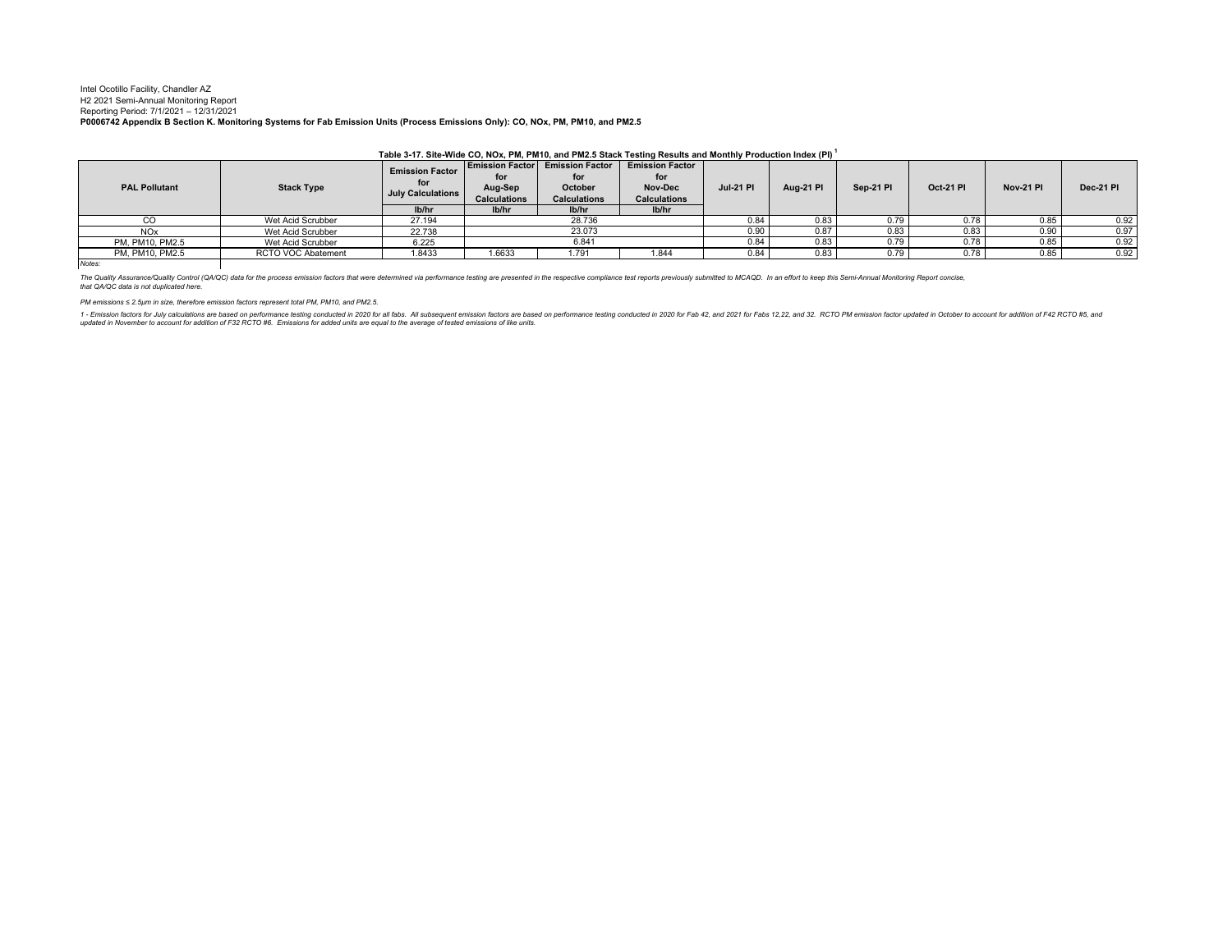Intel Ocotillo Facility, Chandler AZ
H2 2021 Semi-Annual Monitoring Report
Reporting Period: 7/1/2021 – 12/31/2021
**P0006742 Appendix B Section K. Monitoring Systems for Fab Emission Units (Process Emissions Only): CO, NOx, PM, PM10, and PM2.5**

**Table 3-17. Site-Wide CO, NOx, PM, PM10, and PM2.5 Stack Testing Results and Monthly Production Index (PI)** [1]

| PAL Pollutant | Stack Type | Emission Factor for July Calculations | Emission Factor for Aug-Sep Calculations | Emission Factor for October Calculations | Emission Factor for Nov-Dec Calculations | Jul-21 PI | Aug-21 PI | Sep-21 PI | Oct-21 PI | Nov-21 PI | Dec-21 PI |
|---|---|---|---|---|---|---|---|---|---|---|---|
| | | lb/hr | lb/hr | lb/hr | lb/hr | | | | | | |
| CO | Wet Acid Scrubber | 27.194 | | 28.736 | | 0.84 | 0.83 | 0.79 | 0.78 | 0.85 | 0.92 |
| NOx | Wet Acid Scrubber | 22.738 | | 23.073 | | 0.90 | 0.87 | 0.83 | 0.83 | 0.90 | 0.97 |
| PM, PM10, PM2.5 | Wet Acid Scrubber | 6.225 | | 6.841 | | 0.84 | 0.83 | 0.79 | 0.78 | 0.85 | 0.92 |
| PM, PM10, PM2.5 | RCTO VOC Abatement | 1.8433 | 1.6633 | 1.791 | 1.844 | 0.84 | 0.83 | 0.79 | 0.78 | 0.85 | 0.92 |

*Notes:*

*The Quality Assurance/Quality Control (QA/QC) data for the process emission factors that were determined via performance testing are presented in the respective compliance test reports previously submitted to MCAQD. In an effort to keep this Semi-Annual Monitoring Report concise, that QA/QC data is not duplicated here.*

*PM emissions ≤ 2.5μm in size, therefore emission factors represent total PM, PM10, and PM2.5.*

*1 - Emission factors for July calculations are based on performance testing conducted in 2020 for all fabs. All subsequent emission factors are based on performance testing conducted in 2020 for Fab 42, and 2021 for Fabs 12,22, and 32. RCTO PM emission factor updated in October to account for addition of F42 RCTO #5, and updated in November to account for addition of F32 RCTO #6. Emissions for added units are equal to the average of tested emissions of like units.*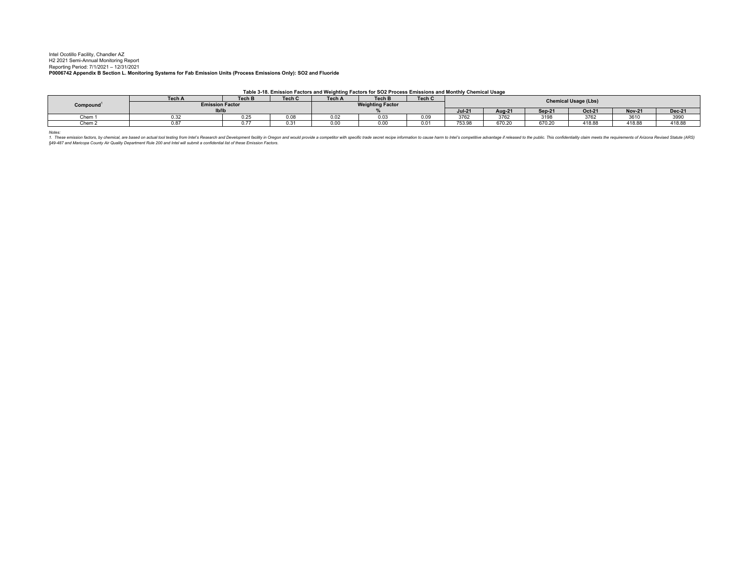Intel Ocotillo Facility, Chandler AZ
H2 2021 Semi-Annual Monitoring Report
Reporting Period: 7/1/2021 – 12/31/2021
**P0006742 Appendix B Section L. Monitoring Systems for Fab Emission Units (Process Emissions Only): SO2 and Fluoride**

**Table 3-18. Emission Factors and Weighting Factors for SO2 Process Emissions and Monthly Chemical Usage**

| Compound[1] | Tech A | Tech B | Tech C | Tech A | Tech B | Tech C | Chemical Usage (Lbs) | | | | | |
|---|---|---|---|---|---|---|---|---|---|---|---|---|
| | Emission Factor lb/lb | | | Weighting Factor % | | | Jul-21 | Aug-21 | Sep-21 | Oct-21 | Nov-21 | Dec-21 |
| Chem 1 | 0.32 | 0.25 | 0.08 | 0.02 | 0.03 | 0.09 | 3762 | 3762 | 3198 | 3762 | 3610 | 3990 |
| Chem 2 | 0.87 | 0.77 | 0.31 | 0.00 | 0.00 | 0.01 | 753.98 | 670.20 | 670.20 | 418.88 | 418.88 | 418.88 |

*Notes:*

*1. These emission factors, by chemical, are based on actual tool testing from Intel's Research and Development facility in Oregon and would provide a competitor with specific trade secret recipe information to cause harm to Intel's competitive advantage if released to the public. This confidentiality claim meets the requirements of Arizona Revised Statute (ARS) §49-487 and Maricopa County Air Quality Department Rule 200 and Intel will submit a confidential list of these Emission Factors.*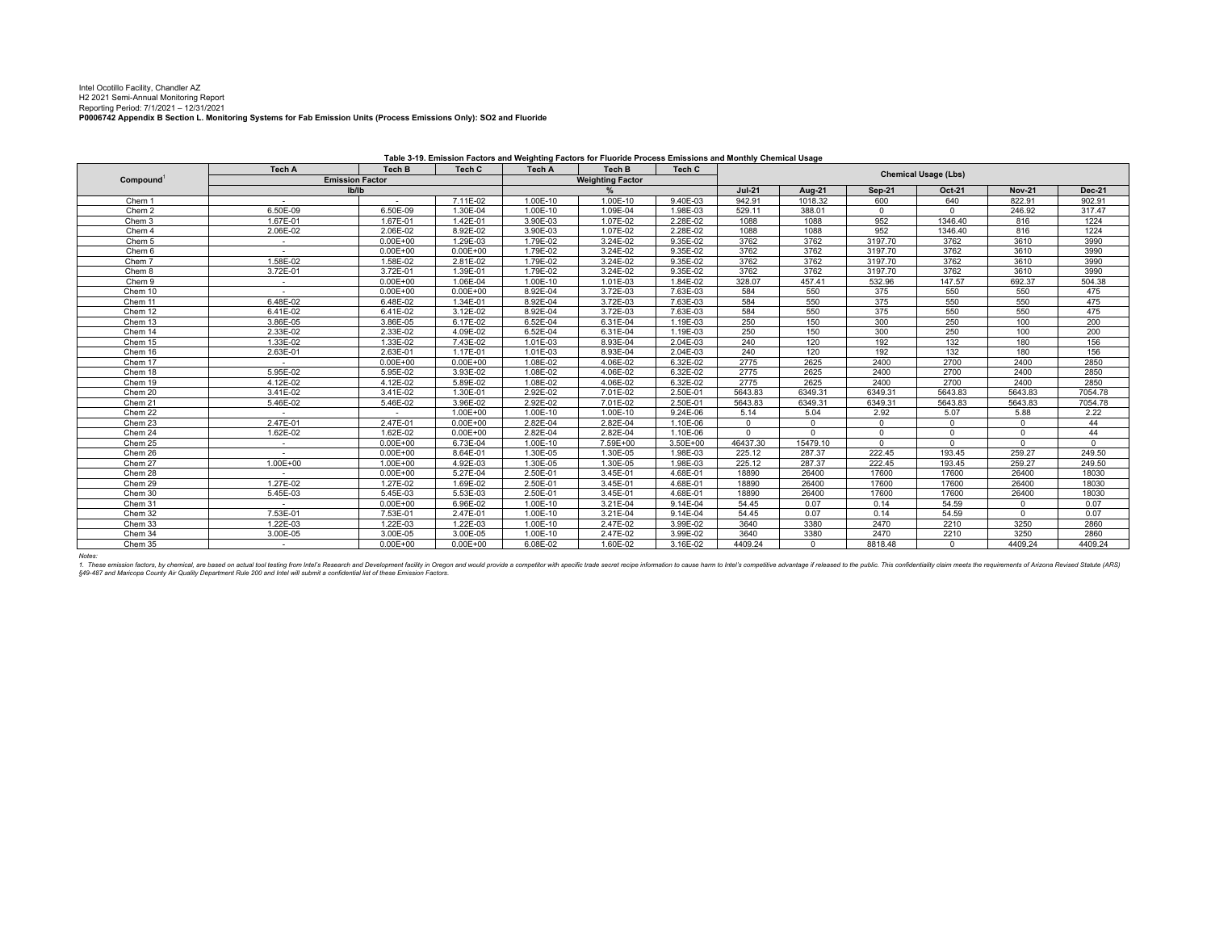Intel Ocotillo Facility, Chandler AZ
H2 2021 Semi-Annual Monitoring Report
Reporting Period: 7/1/2021 – 12/31/2021
**P0006742 Appendix B Section L. Monitoring Systems for Fab Emission Units (Process Emissions Only): SO2 and Fluoride**

**Table 3-19. Emission Factors and Weighting Factors for Fluoride Process Emissions and Monthly Chemical Usage**

| Compound[1] | Tech A | Tech B | Tech C | Tech A | Tech B | Tech C | Chemical Usage (Lbs) | | | | | |
|---|---|---|---|---|---|---|---|---|---|---|---|---|
| | Emission Factor | | | Weighting Factor | | | | | | | | |
| | lb/lb | | | % | | | Jul-21 | Aug-21 | Sep-21 | Oct-21 | Nov-21 | Dec-21 |
| Chem 1 | - | - | 7.11E-02 | 1.00E-10 | 1.00E-10 | 9.40E-03 | 942.91 | 1018.32 | 600 | 640 | 822.91 | 902.91 |
| Chem 2 | 6.50E-09 | 6.50E-09 | 1.30E-04 | 1.00E-10 | 1.09E-04 | 1.98E-03 | 529.11 | 388.01 | 0 | 0 | 246.92 | 317.47 |
| Chem 3 | 1.67E-01 | 1.67E-01 | 1.42E-01 | 3.90E-03 | 1.07E-02 | 2.28E-02 | 1088 | 1088 | 952 | 1346.40 | 816 | 1224 |
| Chem 4 | 2.06E-02 | 2.06E-02 | 8.92E-02 | 3.90E-03 | 1.07E-02 | 2.28E-02 | 1088 | 1088 | 952 | 1346.40 | 816 | 1224 |
| Chem 5 | - | 0.00E+00 | 1.29E-03 | 1.79E-02 | 3.24E-02 | 9.35E-02 | 3762 | 3762 | 3197.70 | 3762 | 3610 | 3990 |
| Chem 6 | - | 0.00E+00 | 0.00E+00 | 1.79E-02 | 3.24E-02 | 9.35E-02 | 3762 | 3762 | 3197.70 | 3762 | 3610 | 3990 |
| Chem 7 | 1.58E-02 | 1.58E-02 | 2.81E-02 | 1.79E-02 | 3.24E-02 | 9.35E-02 | 3762 | 3762 | 3197.70 | 3762 | 3610 | 3990 |
| Chem 8 | 3.72E-01 | 3.72E-01 | 1.39E-01 | 1.79E-02 | 3.24E-02 | 9.35E-02 | 3762 | 3762 | 3197.70 | 3762 | 3610 | 3990 |
| Chem 9 | - | 0.00E+00 | 1.06E-04 | 1.00E-10 | 1.01E-03 | 1.84E-02 | 328.07 | 457.41 | 532.96 | 147.57 | 692.37 | 504.38 |
| Chem 10 | - | 0.00E+00 | 0.00E+00 | 8.92E-04 | 3.72E-03 | 7.63E-03 | 584 | 550 | 375 | 550 | 550 | 475 |
| Chem 11 | 6.48E-02 | 6.48E-02 | 1.34E-01 | 8.92E-04 | 3.72E-03 | 7.63E-03 | 584 | 550 | 375 | 550 | 550 | 475 |
| Chem 12 | 6.41E-02 | 6.41E-02 | 3.12E-02 | 8.92E-04 | 3.72E-03 | 7.63E-03 | 584 | 550 | 375 | 550 | 550 | 475 |
| Chem 13 | 3.86E-05 | 3.86E-05 | 6.17E-02 | 6.52E-04 | 6.31E-04 | 1.19E-03 | 250 | 150 | 300 | 250 | 100 | 200 |
| Chem 14 | 2.33E-02 | 2.33E-02 | 4.09E-02 | 6.52E-04 | 6.31E-04 | 1.19E-03 | 250 | 150 | 300 | 250 | 100 | 200 |
| Chem 15 | 1.33E-02 | 1.33E-02 | 7.43E-02 | 1.01E-03 | 8.93E-04 | 2.04E-03 | 240 | 120 | 192 | 132 | 180 | 156 |
| Chem 16 | 2.63E-01 | 2.63E-01 | 1.17E-01 | 1.01E-03 | 8.93E-04 | 2.04E-03 | 240 | 120 | 192 | 132 | 180 | 156 |
| Chem 17 | - | 0.00E+00 | 0.00E+00 | 1.08E-02 | 4.06E-02 | 6.32E-02 | 2775 | 2625 | 2400 | 2700 | 2400 | 2850 |
| Chem 18 | 5.95E-02 | 5.95E-02 | 3.93E-02 | 1.08E-02 | 4.06E-02 | 6.32E-02 | 2775 | 2625 | 2400 | 2700 | 2400 | 2850 |
| Chem 19 | 4.12E-02 | 4.12E-02 | 5.89E-02 | 1.08E-02 | 4.06E-02 | 6.32E-02 | 2775 | 2625 | 2400 | 2700 | 2400 | 2850 |
| Chem 20 | 3.41E-02 | 3.41E-02 | 1.30E-01 | 2.92E-02 | 7.01E-02 | 2.50E-01 | 5643.83 | 6349.31 | 6349.31 | 5643.83 | 5643.83 | 7054.78 |
| Chem 21 | 5.46E-02 | 5.46E-02 | 3.96E-02 | 2.92E-02 | 7.01E-02 | 2.50E-01 | 5643.83 | 6349.31 | 6349.31 | 5643.83 | 5643.83 | 7054.78 |
| Chem 22 | - | - | 1.00E+00 | 1.00E-10 | 1.00E-10 | 9.24E-06 | 5.14 | 5.04 | 2.92 | 5.07 | 5.88 | 2.22 |
| Chem 23 | 2.47E-01 | 2.47E-01 | 0.00E+00 | 2.82E-04 | 2.82E-04 | 1.10E-06 | 0 | 0 | 0 | 0 | 0 | 44 |
| Chem 24 | 1.62E-02 | 1.62E-02 | 0.00E+00 | 2.82E-04 | 2.82E-04 | 1.10E-06 | 0 | 0 | 0 | 0 | 0 | 44 |
| Chem 25 | - | 0.00E+00 | 6.73E-04 | 1.00E-10 | 7.59E+00 | 3.50E+00 | 46437.30 | 15479.10 | 0 | 0 | 0 | 0 |
| Chem 26 | - | 0.00E+00 | 8.64E-01 | 1.30E-05 | 1.30E-05 | 1.98E-03 | 225.12 | 287.37 | 222.45 | 193.45 | 259.27 | 249.50 |
| Chem 27 | 1.00E+00 | 1.00E+00 | 4.92E-03 | 1.30E-05 | 1.30E-05 | 1.98E-03 | 225.12 | 287.37 | 222.45 | 193.45 | 259.27 | 249.50 |
| Chem 28 | - | 0.00E+00 | 5.27E-04 | 2.50E-01 | 3.45E-01 | 4.68E-01 | 18890 | 26400 | 17600 | 17600 | 26400 | 18030 |
| Chem 29 | 1.27E-02 | 1.27E-02 | 1.69E-02 | 2.50E-01 | 3.45E-01 | 4.68E-01 | 18890 | 26400 | 17600 | 17600 | 26400 | 18030 |
| Chem 30 | 5.45E-03 | 5.45E-03 | 5.53E-03 | 2.50E-01 | 3.45E-01 | 4.68E-01 | 18890 | 26400 | 17600 | 17600 | 26400 | 18030 |
| Chem 31 | - | 0.00E+00 | 6.96E-02 | 1.00E-10 | 3.21E-04 | 9.14E-04 | 54.45 | 0.07 | 0.14 | 54.59 | 0 | 0.07 |
| Chem 32 | 7.53E-01 | 7.53E-01 | 2.47E-01 | 1.00E-10 | 3.21E-04 | 9.14E-04 | 54.45 | 0.07 | 0.14 | 54.59 | 0 | 0.07 |
| Chem 33 | 1.22E-03 | 1.22E-03 | 1.22E-03 | 1.00E-10 | 2.47E-02 | 3.99E-02 | 3640 | 3380 | 2470 | 2210 | 3250 | 2860 |
| Chem 34 | 3.00E-05 | 3.00E-05 | 3.00E-05 | 1.00E-10 | 2.47E-02 | 3.99E-02 | 3640 | 3380 | 2470 | 2210 | 3250 | 2860 |
| Chem 35 | - | 0.00E+00 | 0.00E+00 | 6.08E-02 | 1.60E-02 | 3.16E-02 | 4409.24 | 0 | 8818.48 | 0 | 4409.24 | 4409.24 |

*Notes:*

*1. These emission factors, by chemical, are based on actual tool testing from Intel's Research and Development facility in Oregon and would provide a competitor with specific trade secret recipe information to cause harm to Intel's competitive advantage if released to the public. This confidentiality claim meets the requirements of Arizona Revised Statute (ARS) §49-487 and Maricopa County Air Quality Department Rule 200 and Intel will submit a confidential list of these Emission Factors.*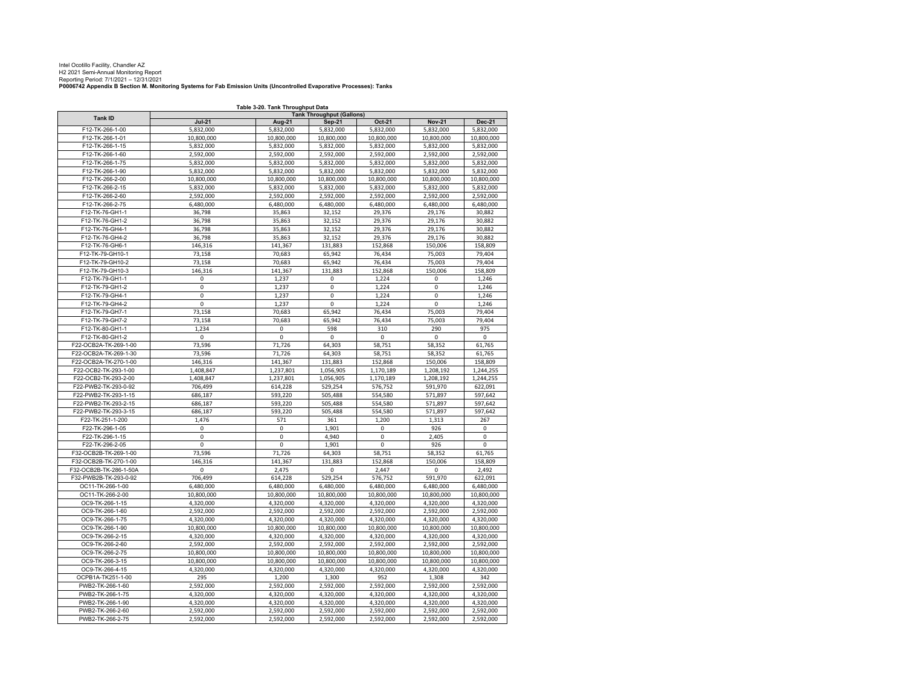Intel Ocotillo Facility, Chandler AZ
H2 2021 Semi-Annual Monitoring Report
Reporting Period: 7/1/2021 – 12/31/2021
**P0006742 Appendix B Section M. Monitoring Systems for Fab Emission Units (Uncontrolled Evaporative Processes): Tanks**

**Table 3-20. Tank Throughput Data**

| Tank ID | Tank Throughput (Gallons) | | | | | |
|---|---|---|---|---|---|---|
| | Jul-21 | Aug-21 | Sep-21 | Oct-21 | Nov-21 | Dec-21 |
| F12-TK-266-1-00 | 5,832,000 | 5,832,000 | 5,832,000 | 5,832,000 | 5,832,000 | 5,832,000 |
| F12-TK-266-1-01 | 10,800,000 | 10,800,000 | 10,800,000 | 10,800,000 | 10,800,000 | 10,800,000 |
| F12-TK-266-1-15 | 5,832,000 | 5,832,000 | 5,832,000 | 5,832,000 | 5,832,000 | 5,832,000 |
| F12-TK-266-1-60 | 2,592,000 | 2,592,000 | 2,592,000 | 2,592,000 | 2,592,000 | 2,592,000 |
| F12-TK-266-1-75 | 5,832,000 | 5,832,000 | 5,832,000 | 5,832,000 | 5,832,000 | 5,832,000 |
| F12-TK-266-1-90 | 5,832,000 | 5,832,000 | 5,832,000 | 5,832,000 | 5,832,000 | 5,832,000 |
| F12-TK-266-2-00 | 10,800,000 | 10,800,000 | 10,800,000 | 10,800,000 | 10,800,000 | 10,800,000 |
| F12-TK-266-2-15 | 5,832,000 | 5,832,000 | 5,832,000 | 5,832,000 | 5,832,000 | 5,832,000 |
| F12-TK-266-2-60 | 2,592,000 | 2,592,000 | 2,592,000 | 2,592,000 | 2,592,000 | 2,592,000 |
| F12-TK-266-2-75 | 6,480,000 | 6,480,000 | 6,480,000 | 6,480,000 | 6,480,000 | 6,480,000 |
| F12-TK-76-GH1-1 | 36,798 | 35,863 | 32,152 | 29,376 | 29,176 | 30,882 |
| F12-TK-76-GH1-2 | 36,798 | 35,863 | 32,152 | 29,376 | 29,176 | 30,882 |
| F12-TK-76-GH4-1 | 36,798 | 35,863 | 32,152 | 29,376 | 29,176 | 30,882 |
| F12-TK-76-GH4-2 | 36,798 | 35,863 | 32,152 | 29,376 | 29,176 | 30,882 |
| F12-TK-76-GH6-1 | 146,316 | 141,367 | 131,883 | 152,868 | 150,006 | 158,809 |
| F12-TK-79-GH10-1 | 73,158 | 70,683 | 65,942 | 76,434 | 75,003 | 79,404 |
| F12-TK-79-GH10-2 | 73,158 | 70,683 | 65,942 | 76,434 | 75,003 | 79,404 |
| F12-TK-79-GH10-3 | 146,316 | 141,367 | 131,883 | 152,868 | 150,006 | 158,809 |
| F12-TK-79-GH1-1 | 0 | 1,237 | 0 | 1,224 | 0 | 1,246 |
| F12-TK-79-GH1-2 | 0 | 1,237 | 0 | 1,224 | 0 | 1,246 |
| F12-TK-79-GH4-1 | 0 | 1,237 | 0 | 1,224 | 0 | 1,246 |
| F12-TK-79-GH4-2 | 0 | 1,237 | 0 | 1,224 | 0 | 1,246 |
| F12-TK-79-GH7-1 | 73,158 | 70,683 | 65,942 | 76,434 | 75,003 | 79,404 |
| F12-TK-79-GH7-2 | 73,158 | 70,683 | 65,942 | 76,434 | 75,003 | 79,404 |
| F12-TK-80-GH1-1 | 1,234 | 0 | 598 | 310 | 290 | 975 |
| F12-TK-80-GH1-2 | 0 | 0 | 0 | 0 | 0 | 0 |
| F22-OCB2A-TK-269-1-00 | 73,596 | 71,726 | 64,303 | 58,751 | 58,352 | 61,765 |
| F22-OCB2A-TK-269-1-30 | 73,596 | 71,726 | 64,303 | 58,751 | 58,352 | 61,765 |
| F22-OCB2A-TK-270-1-00 | 146,316 | 141,367 | 131,883 | 152,868 | 150,006 | 158,809 |
| F22-OCB2-TK-293-1-00 | 1,408,847 | 1,237,801 | 1,056,905 | 1,170,189 | 1,208,192 | 1,244,255 |
| F22-OCB2-TK-293-2-00 | 1,408,847 | 1,237,801 | 1,056,905 | 1,170,189 | 1,208,192 | 1,244,255 |
| F22-PWB2-TK-293-0-92 | 706,499 | 614,228 | 529,254 | 576,752 | 591,970 | 622,091 |
| F22-PWB2-TK-293-1-15 | 686,187 | 593,220 | 505,488 | 554,580 | 571,897 | 597,642 |
| F22-PWB2-TK-293-2-15 | 686,187 | 593,220 | 505,488 | 554,580 | 571,897 | 597,642 |
| F22-PWB2-TK-293-3-15 | 686,187 | 593,220 | 505,488 | 554,580 | 571,897 | 597,642 |
| F22-TK-251-1-200 | 1,476 | 571 | 361 | 1,200 | 1,313 | 267 |
| F22-TK-296-1-05 | 0 | 0 | 1,901 | 0 | 926 | 0 |
| F22-TK-296-1-15 | 0 | 0 | 4,940 | 0 | 2,405 | 0 |
| F22-TK-296-2-05 | 0 | 0 | 1,901 | 0 | 926 | 0 |
| F32-OCB2B-TK-269-1-00 | 73,596 | 71,726 | 64,303 | 58,751 | 58,352 | 61,765 |
| F32-OCB2B-TK-270-1-00 | 146,316 | 141,367 | 131,883 | 152,868 | 150,006 | 158,809 |
| F32-OCB2B-TK-286-1-50A | 0 | 2,475 | 0 | 2,447 | 0 | 2,492 |
| F32-PWB2B-TK-293-0-92 | 706,499 | 614,228 | 529,254 | 576,752 | 591,970 | 622,091 |
| OC11-TK-266-1-00 | 6,480,000 | 6,480,000 | 6,480,000 | 6,480,000 | 6,480,000 | 6,480,000 |
| OC11-TK-266-2-00 | 10,800,000 | 10,800,000 | 10,800,000 | 10,800,000 | 10,800,000 | 10,800,000 |
| OC9-TK-266-1-15 | 4,320,000 | 4,320,000 | 4,320,000 | 4,320,000 | 4,320,000 | 4,320,000 |
| OC9-TK-266-1-60 | 2,592,000 | 2,592,000 | 2,592,000 | 2,592,000 | 2,592,000 | 2,592,000 |
| OC9-TK-266-1-75 | 4,320,000 | 4,320,000 | 4,320,000 | 4,320,000 | 4,320,000 | 4,320,000 |
| OC9-TK-266-1-90 | 10,800,000 | 10,800,000 | 10,800,000 | 10,800,000 | 10,800,000 | 10,800,000 |
| OC9-TK-266-2-15 | 4,320,000 | 4,320,000 | 4,320,000 | 4,320,000 | 4,320,000 | 4,320,000 |
| OC9-TK-266-2-60 | 2,592,000 | 2,592,000 | 2,592,000 | 2,592,000 | 2,592,000 | 2,592,000 |
| OC9-TK-266-2-75 | 10,800,000 | 10,800,000 | 10,800,000 | 10,800,000 | 10,800,000 | 10,800,000 |
| OC9-TK-266-3-15 | 10,800,000 | 10,800,000 | 10,800,000 | 10,800,000 | 10,800,000 | 10,800,000 |
| OC9-TK-266-4-15 | 4,320,000 | 4,320,000 | 4,320,000 | 4,320,000 | 4,320,000 | 4,320,000 |
| OCPB1A-TK251-1-00 | 295 | 1,200 | 1,300 | 952 | 1,308 | 342 |
| PWB2-TK-266-1-60 | 2,592,000 | 2,592,000 | 2,592,000 | 2,592,000 | 2,592,000 | 2,592,000 |
| PWB2-TK-266-1-75 | 4,320,000 | 4,320,000 | 4,320,000 | 4,320,000 | 4,320,000 | 4,320,000 |
| PWB2-TK-266-1-90 | 4,320,000 | 4,320,000 | 4,320,000 | 4,320,000 | 4,320,000 | 4,320,000 |
| PWB2-TK-266-2-60 | 2,592,000 | 2,592,000 | 2,592,000 | 2,592,000 | 2,592,000 | 2,592,000 |
| PWB2-TK-266-2-75 | 2,592,000 | 2,592,000 | 2,592,000 | 2,592,000 | 2,592,000 | 2,592,000 |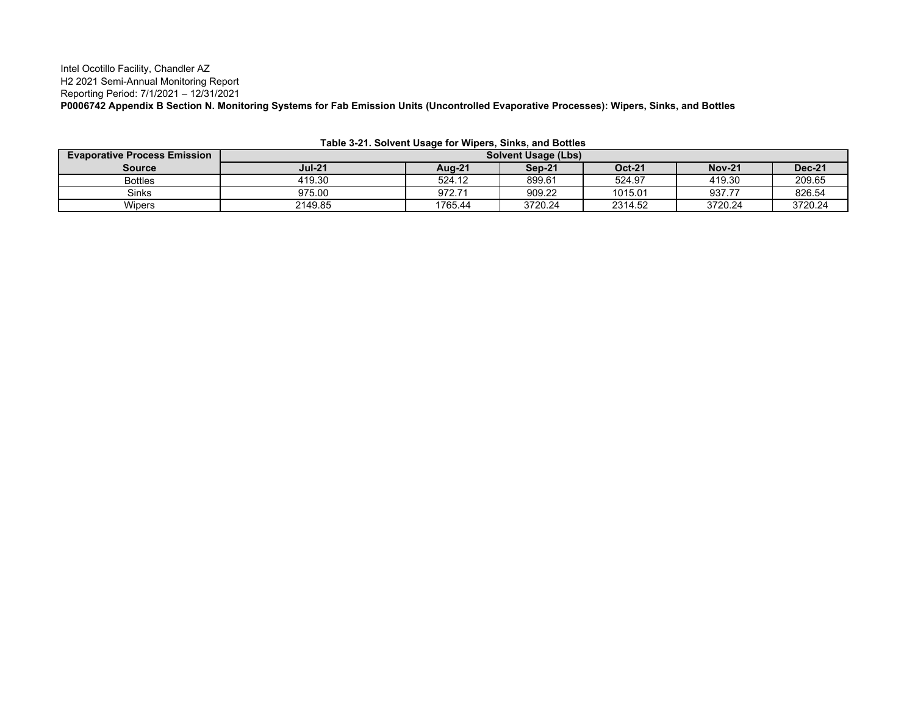Intel Ocotillo Facility, Chandler AZ
H2 2021 Semi-Annual Monitoring Report
Reporting Period: 7/1/2021 – 12/31/2021
**P0006742 Appendix B Section N. Monitoring Systems for Fab Emission Units (Uncontrolled Evaporative Processes): Wipers, Sinks, and Bottles**

**Table 3-21. Solvent Usage for Wipers, Sinks, and Bottles**

| Evaporative Process Emission Source | Solvent Usage (Lbs) | | | | | |
|---|---|---|---|---|---|---|
| | **Jul-21** | **Aug-21** | **Sep-21** | **Oct-21** | **Nov-21** | **Dec-21** |
| Bottles | 419.30 | 524.12 | 899.61 | 524.97 | 419.30 | 209.65 |
| Sinks | 975.00 | 972.71 | 909.22 | 1015.01 | 937.77 | 826.54 |
| Wipers | 2149.85 | 1765.44 | 3720.24 | 2314.52 | 3720.24 | 3720.24 |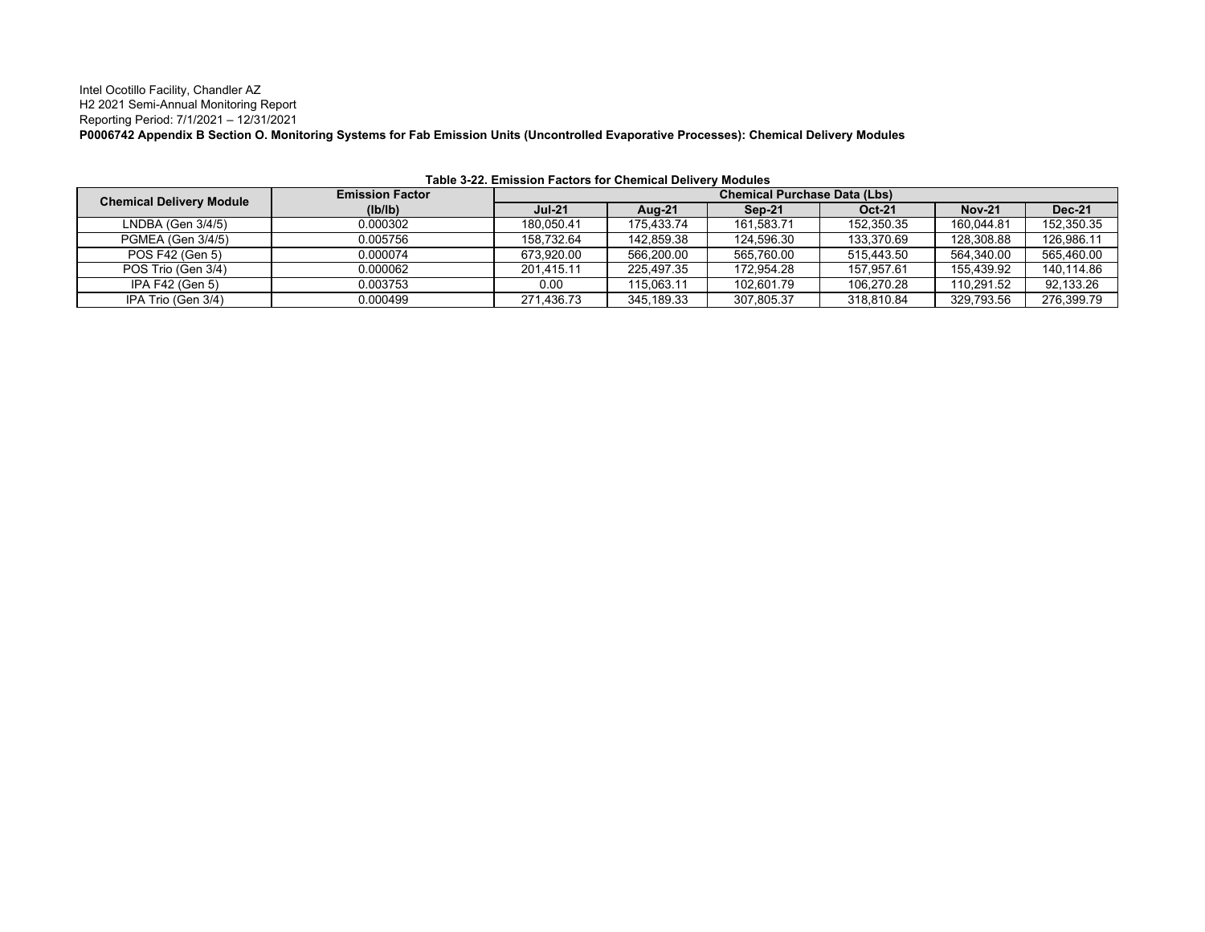Intel Ocotillo Facility, Chandler AZ
H2 2021 Semi-Annual Monitoring Report
Reporting Period: 7/1/2021 – 12/31/2021
**P0006742 Appendix B Section O. Monitoring Systems for Fab Emission Units (Uncontrolled Evaporative Processes): Chemical Delivery Modules**

**Table 3-22. Emission Factors for Chemical Delivery Modules**

| Chemical Delivery Module | Emission Factor (lb/lb) | Chemical Purchase Data (Lbs) | | | | | |
|---|---|---|---|---|---|---|---|
| | | Jul-21 | Aug-21 | Sep-21 | Oct-21 | Nov-21 | Dec-21 |
| LNDBA (Gen 3/4/5) | 0.000302 | 180,050.41 | 175,433.74 | 161,583.71 | 152,350.35 | 160,044.81 | 152,350.35 |
| PGMEA (Gen 3/4/5) | 0.005756 | 158,732.64 | 142,859.38 | 124,596.30 | 133,370.69 | 128,308.88 | 126,986.11 |
| POS F42 (Gen 5) | 0.000074 | 673,920.00 | 566,200.00 | 565,760.00 | 515,443.50 | 564,340.00 | 565,460.00 |
| POS Trio (Gen 3/4) | 0.000062 | 201,415.11 | 225,497.35 | 172,954.28 | 157,957.61 | 155,439.92 | 140,114.86 |
| IPA F42 (Gen 5) | 0.003753 | 0.00 | 115,063.11 | 102,601.79 | 106,270.28 | 110,291.52 | 92,133.26 |
| IPA Trio (Gen 3/4) | 0.000499 | 271,436.73 | 345,189.33 | 307,805.37 | 318,810.84 | 329,793.56 | 276,399.79 |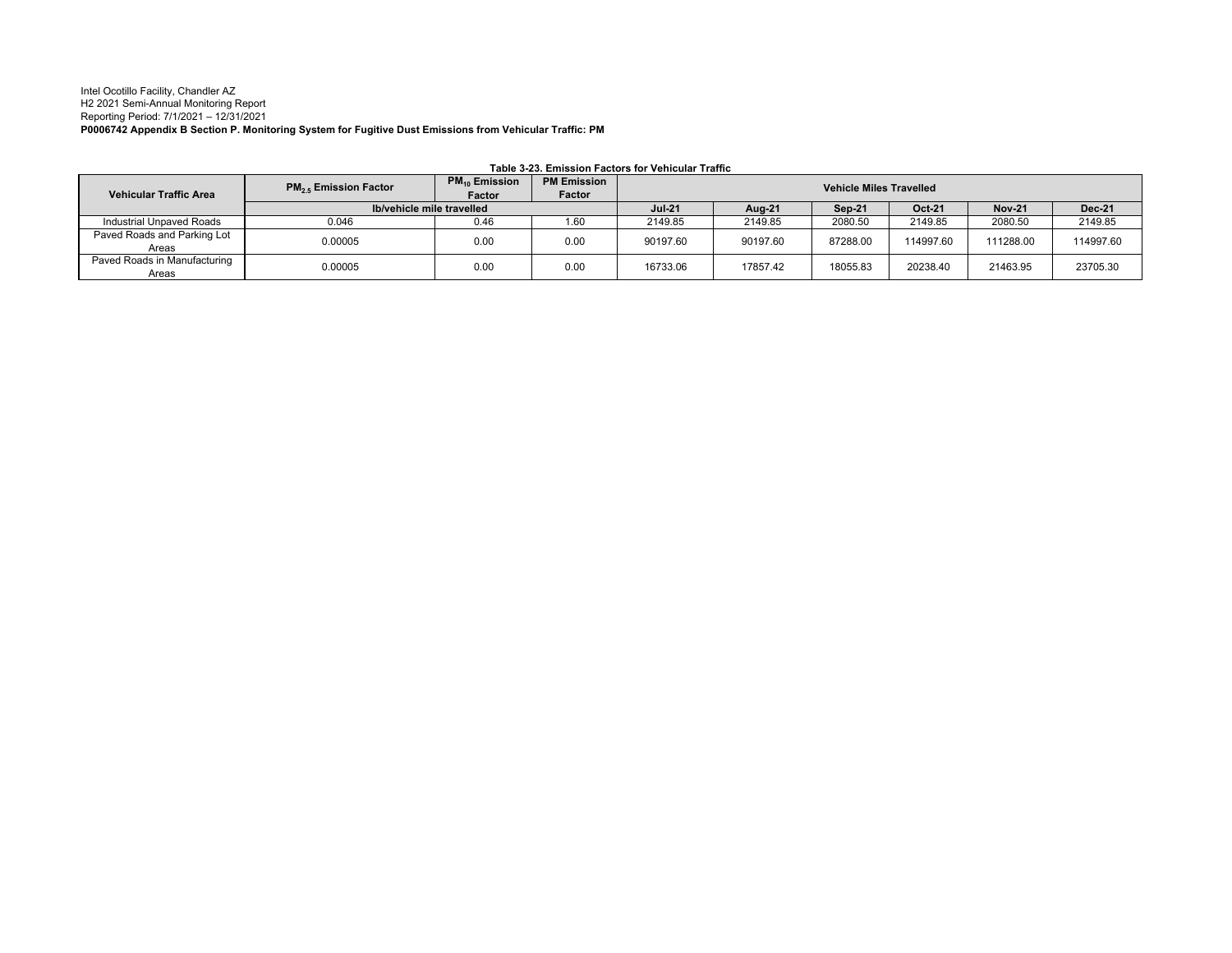Intel Ocotillo Facility, Chandler AZ
H2 2021 Semi-Annual Monitoring Report
Reporting Period: 7/1/2021 – 12/31/2021
**P0006742 Appendix B Section P. Monitoring System for Fugitive Dust Emissions from Vehicular Traffic: PM**

**Table 3-23. Emission Factors for Vehicular Traffic**

| Vehicular Traffic Area | $PM_{2.5}$ Emission Factor | $PM_{10}$ Emission Factor | PM Emission Factor | Vehicle Miles Travelled | | | | | |
|---|---|---|---|---|---|---|---|---|---|
| | lb/vehicle mile travelled | | | Jul-21 | Aug-21 | Sep-21 | Oct-21 | Nov-21 | Dec-21 |
| Industrial Unpaved Roads | 0.046 | 0.46 | 1.60 | 2149.85 | 2149.85 | 2080.50 | 2149.85 | 2080.50 | 2149.85 |
| Paved Roads and Parking Lot Areas | 0.00005 | 0.00 | 0.00 | 90197.60 | 90197.60 | 87288.00 | 114997.60 | 111288.00 | 114997.60 |
| Paved Roads in Manufacturing Areas | 0.00005 | 0.00 | 0.00 | 16733.06 | 17857.42 | 18055.83 | 20238.40 | 21463.95 | 23705.30 |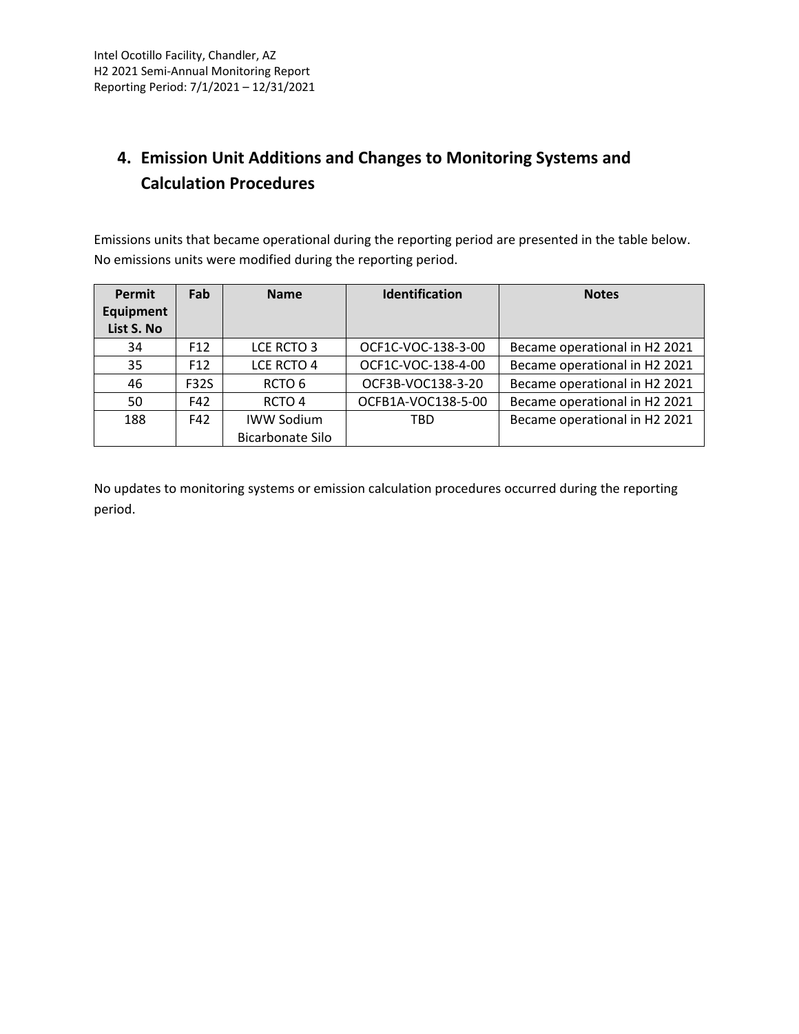## 4. Emission Unit Additions and Changes to Monitoring Systems and Calculation Procedures

Emissions units that became operational during the reporting period are presented in the table below. No emissions units were modified during the reporting period.

| Permit Equipment List S. No | Fab | Name | Identification | Notes |
|---|---|---|---|---|
| 34 | F12 | LCE RCTO 3 | OCF1C-VOC-138-3-00 | Became operational in H2 2021 |
| 35 | F12 | LCE RCTO 4 | OCF1C-VOC-138-4-00 | Became operational in H2 2021 |
| 46 | F32S | RCTO 6 | OCF3B-VOC138-3-20 | Became operational in H2 2021 |
| 50 | F42 | RCTO 4 | OCFB1A-VOC138-5-00 | Became operational in H2 2021 |
| 188 | F42 | IWW Sodium Bicarbonate Silo | TBD | Became operational in H2 2021 |

No updates to monitoring systems or emission calculation procedures occurred during the reporting period.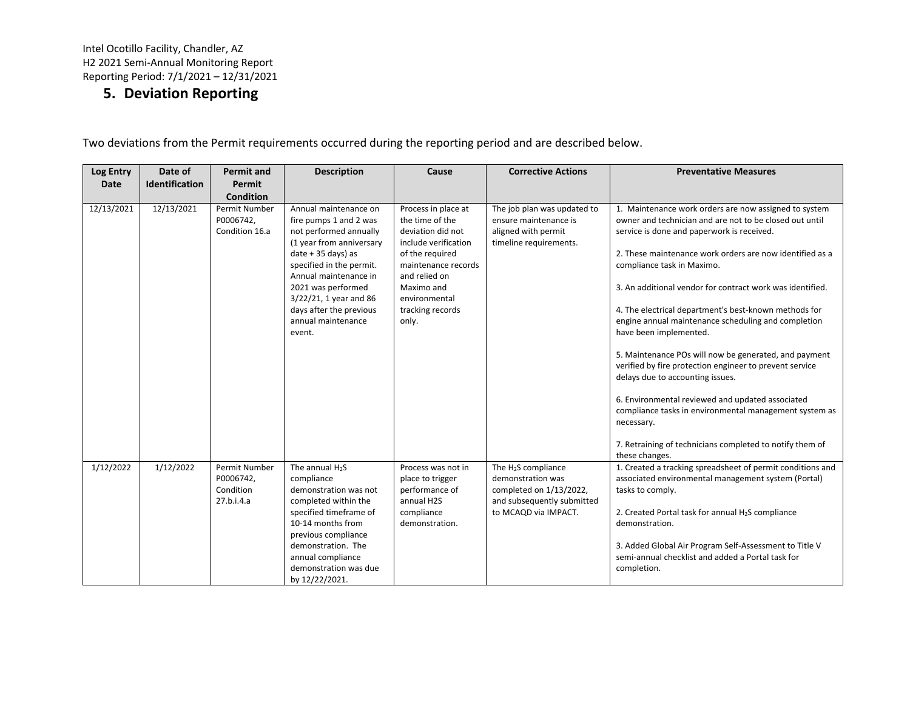## 5. Deviation Reporting

Two deviations from the Permit requirements occurred during the reporting period and are described below.

| Log Entry Date | Date of Identification | Permit and Permit Condition | Description | Cause | Corrective Actions | Preventative Measures |
|---|---|---|---|---|---|---|
| 12/13/2021 | 12/13/2021 | Permit Number P0006742, Condition 16.a | Annual maintenance on fire pumps 1 and 2 was not performed annually (1 year from anniversary date + 35 days) as specified in the permit. Annual maintenance in 2021 was performed 3/22/21, 1 year and 86 days after the previous annual maintenance event. | Process in place at the time of the deviation did not include verification of the required maintenance records and relied on Maximo and environmental tracking records only. | The job plan was updated to ensure maintenance is aligned with permit timeline requirements. | 1. Maintenance work orders are now assigned to system owner and technician and are not to be closed out until service is done and paperwork is received.<br><br>2. These maintenance work orders are now identified as a compliance task in Maximo.<br><br>3. An additional vendor for contract work was identified.<br><br>4. The electrical department's best-known methods for engine annual maintenance scheduling and completion have been implemented.<br><br>5. Maintenance POs will now be generated, and payment verified by fire protection engineer to prevent service delays due to accounting issues.<br><br>6. Environmental reviewed and updated associated compliance tasks in environmental management system as necessary.<br><br>7. Retraining of technicians completed to notify them of these changes. |
| 1/12/2022 | 1/12/2022 | Permit Number P0006742, Condition 27.b.i.4.a | The annual $H_2S$ compliance demonstration was not completed within the specified timeframe of 10-14 months from previous compliance demonstration. The annual compliance demonstration was due by 12/22/2021. | Process was not in place to trigger performance of annual H2S compliance demonstration. | The $H_2S$ compliance demonstration was completed on 1/13/2022, and subsequently submitted to MCAQD via IMPACT. | 1. Created a tracking spreadsheet of permit conditions and associated environmental management system (Portal) tasks to comply.<br><br>2. Created Portal task for annual $H_2S$ compliance demonstration.<br><br>3. Added Global Air Program Self-Assessment to Title V semi-annual checklist and added a Portal task for completion. |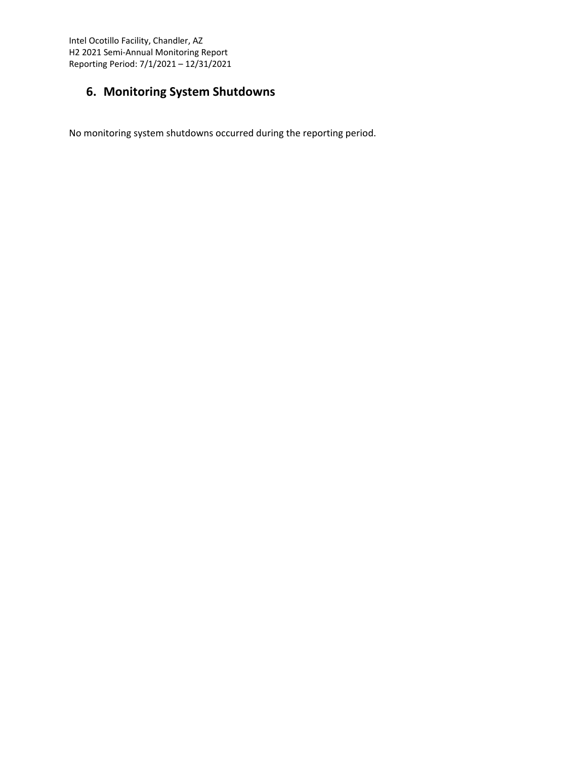## 6. Monitoring System Shutdowns

No monitoring system shutdowns occurred during the reporting period.